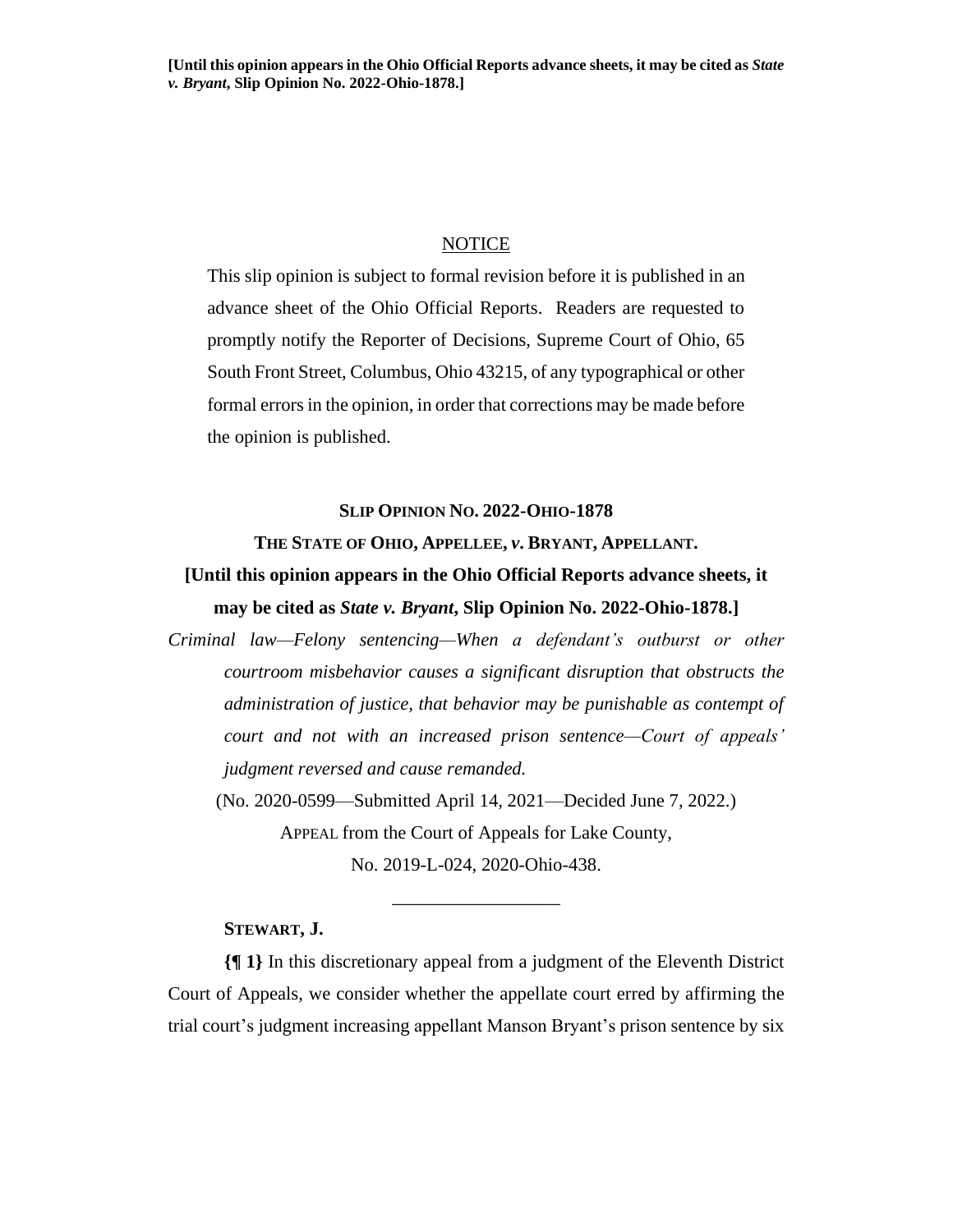**[Until this opinion appears in the Ohio Official Reports advance sheets, it may be cited as *State v. Bryant*, Slip Opinion No. 2022-Ohio-1878.]**

NOTICE

This slip opinion is subject to formal revision before it is published in an advance sheet of the Ohio Official Reports. Readers are requested to promptly notify the Reporter of Decisions, Supreme Court of Ohio, 65 South Front Street, Columbus, Ohio 43215, of any typographical or other formal errors in the opinion, in order that corrections may be made before the opinion is published.

**SLIP OPINION NO. 2022-OHIO-1878**

**THE STATE OF OHIO, APPELLEE, *v.* BRYANT, APPELLANT.**

**[Until this opinion appears in the Ohio Official Reports advance sheets, it may be cited as *State v. Bryant*, Slip Opinion No. 2022-Ohio-1878.]**

*Criminal law—Felony sentencing—When a defendant's outburst or other courtroom misbehavior causes a significant disruption that obstructs the administration of justice, that behavior may be punishable as contempt of court and not with an increased prison sentence—Court of appeals' judgment reversed and cause remanded.*

(No. 2020-0599—Submitted April 14, 2021—Decided June 7, 2022.)

APPEAL from the Court of Appeals for Lake County,

No. 2019-L-024, 2020-Ohio-438.

---

**STEWART, J.**

**{¶ 1}** In this discretionary appeal from a judgment of the Eleventh District Court of Appeals, we consider whether the appellate court erred by affirming the trial court's judgment increasing appellant Manson Bryant's prison sentence by six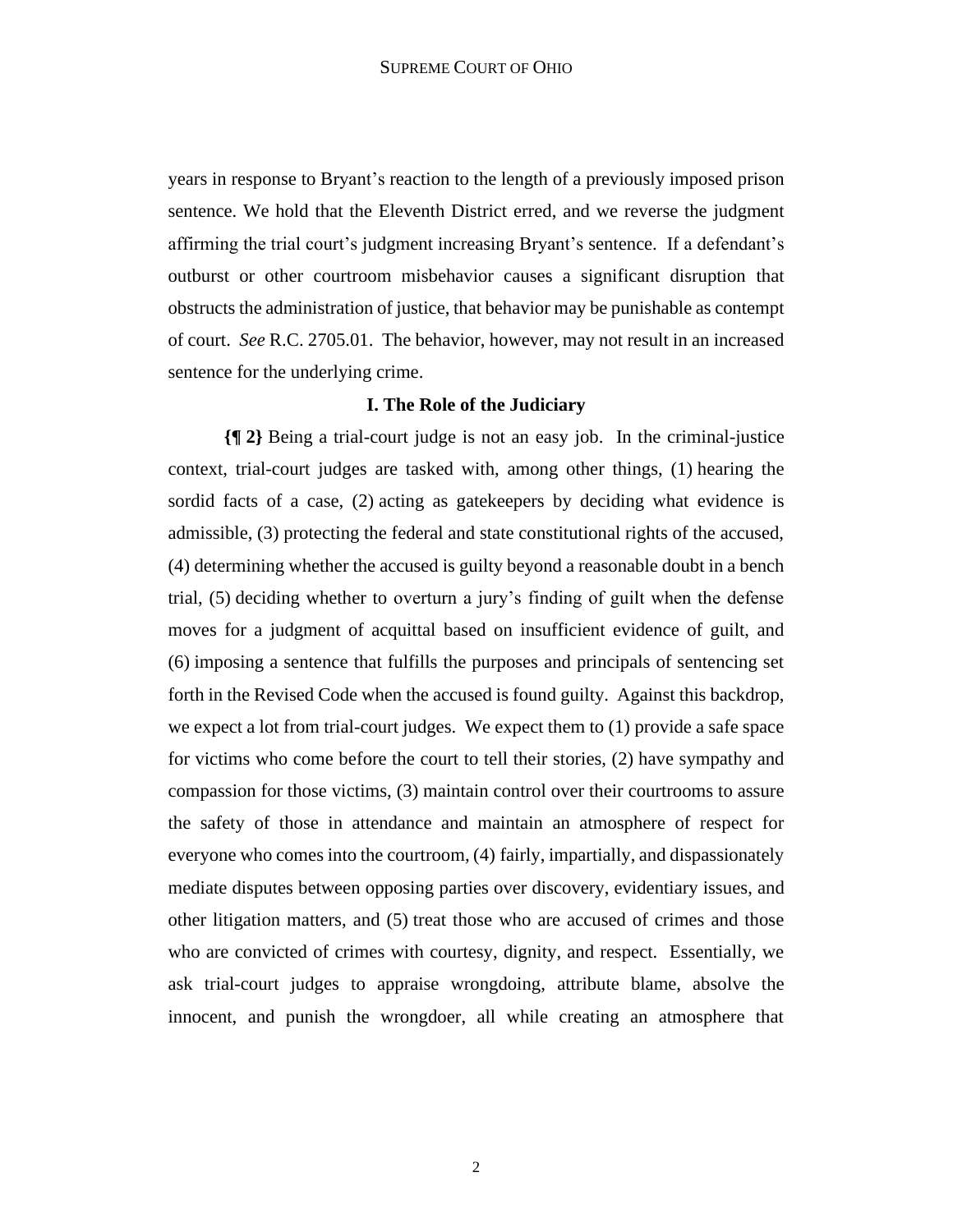years in response to Bryant's reaction to the length of a previously imposed prison sentence. We hold that the Eleventh District erred, and we reverse the judgment affirming the trial court's judgment increasing Bryant's sentence. If a defendant's outburst or other courtroom misbehavior causes a significant disruption that obstructs the administration of justice, that behavior may be punishable as contempt of court. *See* R.C. 2705.01. The behavior, however, may not result in an increased sentence for the underlying crime.

## I. The Role of the Judiciary

**{¶ 2}** Being a trial-court judge is not an easy job. In the criminal-justice context, trial-court judges are tasked with, among other things, (1) hearing the sordid facts of a case, (2) acting as gatekeepers by deciding what evidence is admissible, (3) protecting the federal and state constitutional rights of the accused, (4) determining whether the accused is guilty beyond a reasonable doubt in a bench trial, (5) deciding whether to overturn a jury's finding of guilt when the defense moves for a judgment of acquittal based on insufficient evidence of guilt, and (6) imposing a sentence that fulfills the purposes and principals of sentencing set forth in the Revised Code when the accused is found guilty. Against this backdrop, we expect a lot from trial-court judges. We expect them to (1) provide a safe space for victims who come before the court to tell their stories, (2) have sympathy and compassion for those victims, (3) maintain control over their courtrooms to assure the safety of those in attendance and maintain an atmosphere of respect for everyone who comes into the courtroom, (4) fairly, impartially, and dispassionately mediate disputes between opposing parties over discovery, evidentiary issues, and other litigation matters, and (5) treat those who are accused of crimes and those who are convicted of crimes with courtesy, dignity, and respect. Essentially, we ask trial-court judges to appraise wrongdoing, attribute blame, absolve the innocent, and punish the wrongdoer, all while creating an atmosphere that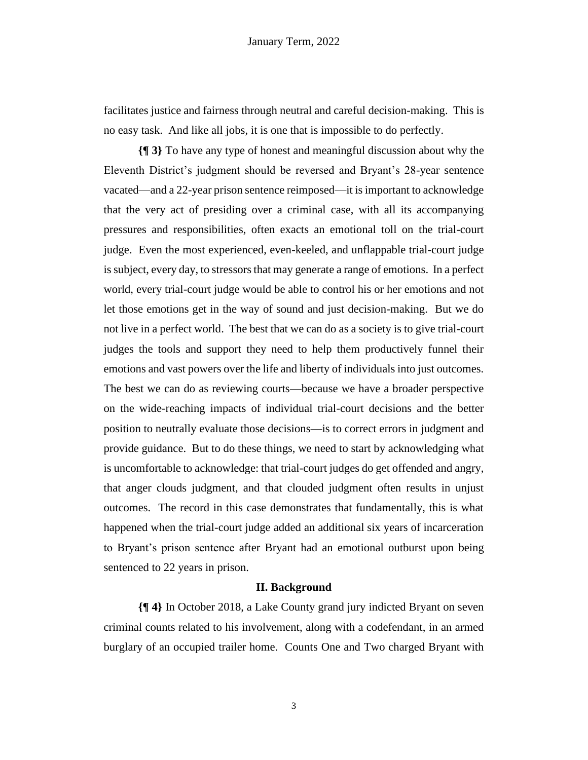facilitates justice and fairness through neutral and careful decision-making. This is no easy task. And like all jobs, it is one that is impossible to do perfectly.

**{¶ 3}** To have any type of honest and meaningful discussion about why the Eleventh District's judgment should be reversed and Bryant's 28-year sentence vacated—and a 22-year prison sentence reimposed—it is important to acknowledge that the very act of presiding over a criminal case, with all its accompanying pressures and responsibilities, often exacts an emotional toll on the trial-court judge. Even the most experienced, even-keeled, and unflappable trial-court judge is subject, every day, to stressors that may generate a range of emotions. In a perfect world, every trial-court judge would be able to control his or her emotions and not let those emotions get in the way of sound and just decision-making. But we do not live in a perfect world. The best that we can do as a society is to give trial-court judges the tools and support they need to help them productively funnel their emotions and vast powers over the life and liberty of individuals into just outcomes. The best we can do as reviewing courts—because we have a broader perspective on the wide-reaching impacts of individual trial-court decisions and the better position to neutrally evaluate those decisions—is to correct errors in judgment and provide guidance. But to do these things, we need to start by acknowledging what is uncomfortable to acknowledge: that trial-court judges do get offended and angry, that anger clouds judgment, and that clouded judgment often results in unjust outcomes. The record in this case demonstrates that fundamentally, this is what happened when the trial-court judge added an additional six years of incarceration to Bryant's prison sentence after Bryant had an emotional outburst upon being sentenced to 22 years in prison.

## II. Background

**{¶ 4}** In October 2018, a Lake County grand jury indicted Bryant on seven criminal counts related to his involvement, along with a codefendant, in an armed burglary of an occupied trailer home. Counts One and Two charged Bryant with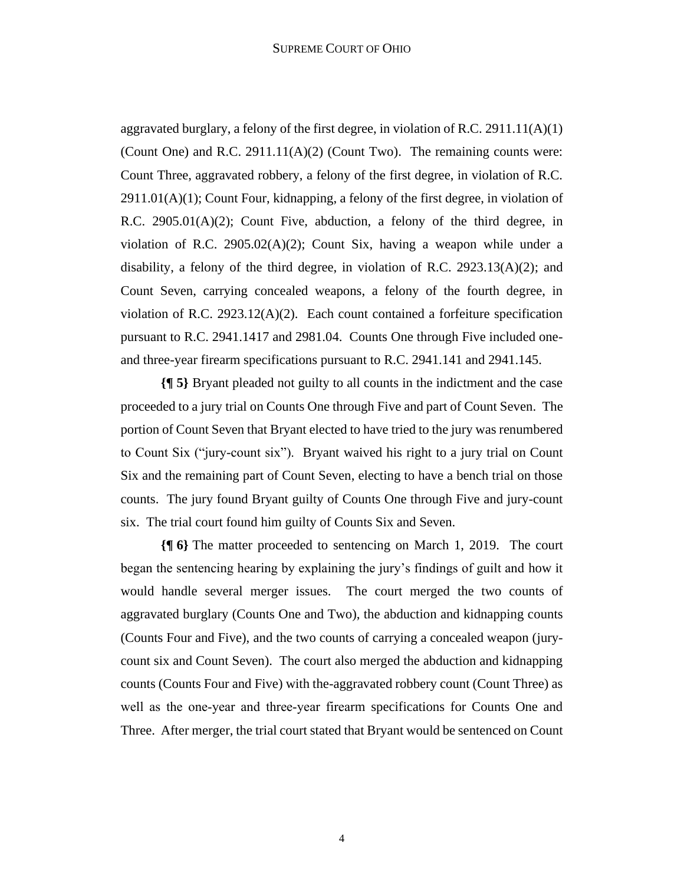aggravated burglary, a felony of the first degree, in violation of R.C. 2911.11(A)(1) (Count One) and R.C. 2911.11(A)(2) (Count Two). The remaining counts were: Count Three, aggravated robbery, a felony of the first degree, in violation of R.C. 2911.01(A)(1); Count Four, kidnapping, a felony of the first degree, in violation of R.C. 2905.01(A)(2); Count Five, abduction, a felony of the third degree, in violation of R.C. 2905.02(A)(2); Count Six, having a weapon while under a disability, a felony of the third degree, in violation of R.C. 2923.13(A)(2); and Count Seven, carrying concealed weapons, a felony of the fourth degree, in violation of R.C. 2923.12(A)(2). Each count contained a forfeiture specification pursuant to R.C. 2941.1417 and 2981.04. Counts One through Five included one- and three-year firearm specifications pursuant to R.C. 2941.141 and 2941.145.

**{¶ 5}** Bryant pleaded not guilty to all counts in the indictment and the case proceeded to a jury trial on Counts One through Five and part of Count Seven. The portion of Count Seven that Bryant elected to have tried to the jury was renumbered to Count Six ("jury-count six"). Bryant waived his right to a jury trial on Count Six and the remaining part of Count Seven, electing to have a bench trial on those counts. The jury found Bryant guilty of Counts One through Five and jury-count six. The trial court found him guilty of Counts Six and Seven.

**{¶ 6}** The matter proceeded to sentencing on March 1, 2019. The court began the sentencing hearing by explaining the jury's findings of guilt and how it would handle several merger issues. The court merged the two counts of aggravated burglary (Counts One and Two), the abduction and kidnapping counts (Counts Four and Five), and the two counts of carrying a concealed weapon (jury-count six and Count Seven). The court also merged the abduction and kidnapping counts (Counts Four and Five) with the-aggravated robbery count (Count Three) as well as the one-year and three-year firearm specifications for Counts One and Three. After merger, the trial court stated that Bryant would be sentenced on Count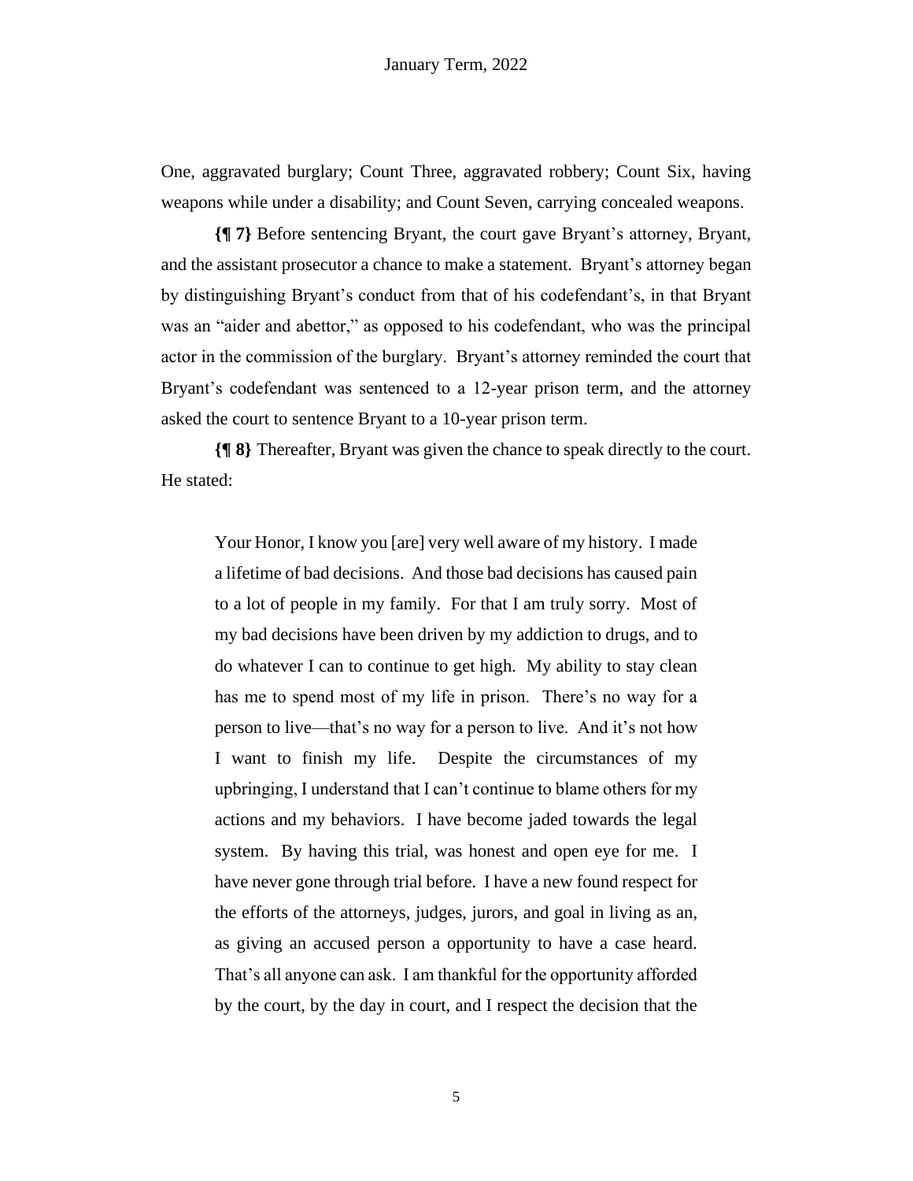One, aggravated burglary; Count Three, aggravated robbery; Count Six, having weapons while under a disability; and Count Seven, carrying concealed weapons.

**{¶ 7}** Before sentencing Bryant, the court gave Bryant's attorney, Bryant, and the assistant prosecutor a chance to make a statement. Bryant's attorney began by distinguishing Bryant's conduct from that of his codefendant's, in that Bryant was an "aider and abettor," as opposed to his codefendant, who was the principal actor in the commission of the burglary. Bryant's attorney reminded the court that Bryant's codefendant was sentenced to a 12-year prison term, and the attorney asked the court to sentence Bryant to a 10-year prison term.

**{¶ 8}** Thereafter, Bryant was given the chance to speak directly to the court. He stated:

> Your Honor, I know you [are] very well aware of my history. I made a lifetime of bad decisions. And those bad decisions has caused pain to a lot of people in my family. For that I am truly sorry. Most of my bad decisions have been driven by my addiction to drugs, and to do whatever I can to continue to get high. My ability to stay clean has me to spend most of my life in prison. There's no way for a person to live—that's no way for a person to live. And it's not how I want to finish my life. Despite the circumstances of my upbringing, I understand that I can't continue to blame others for my actions and my behaviors. I have become jaded towards the legal system. By having this trial, was honest and open eye for me. I have never gone through trial before. I have a new found respect for the efforts of the attorneys, judges, jurors, and goal in living as an, as giving an accused person a opportunity to have a case heard. That's all anyone can ask. I am thankful for the opportunity afforded by the court, by the day in court, and I respect the decision that the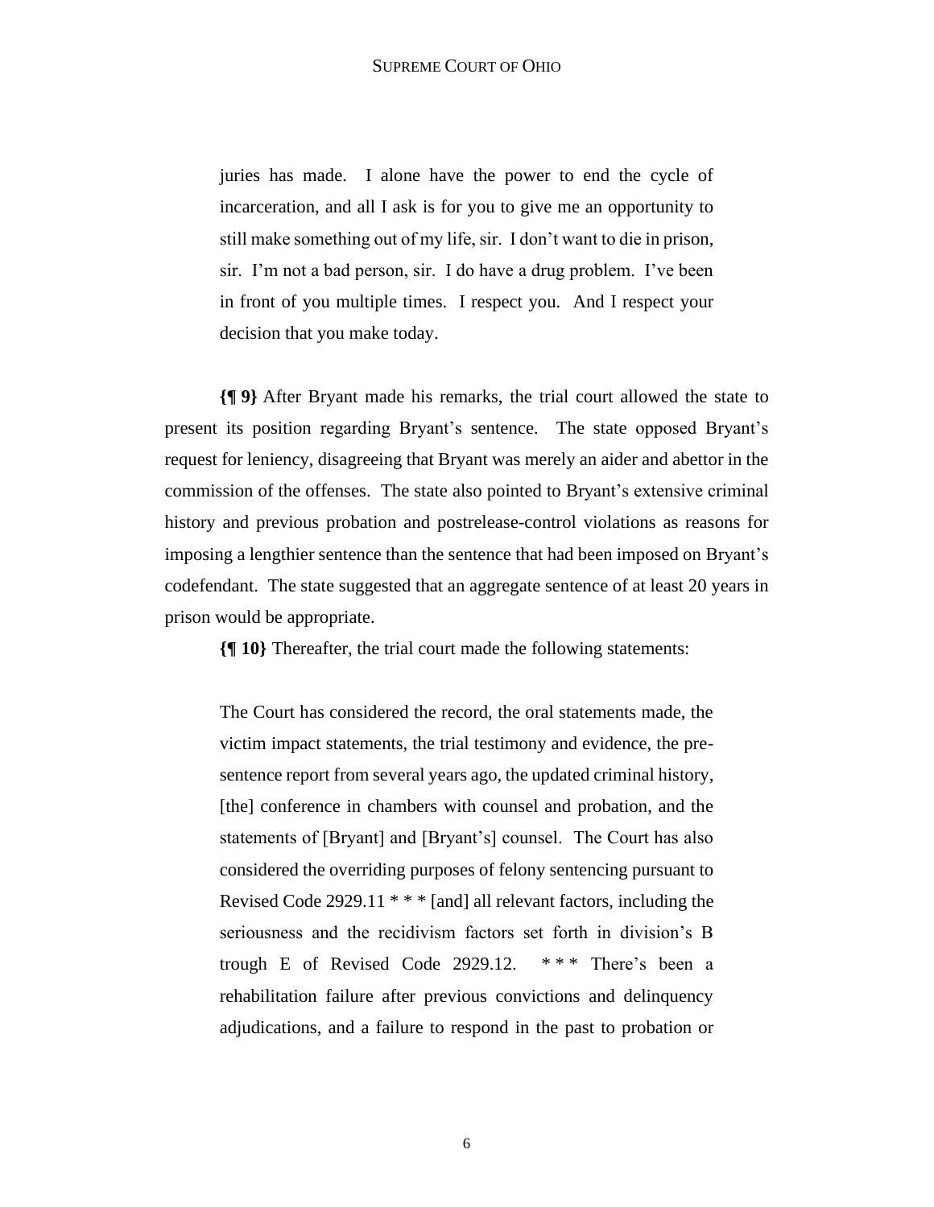> juries has made. I alone have the power to end the cycle of incarceration, and all I ask is for you to give me an opportunity to still make something out of my life, sir. I don't want to die in prison, sir. I'm not a bad person, sir. I do have a drug problem. I've been in front of you multiple times. I respect you. And I respect your decision that you make today.

**{¶ 9}** After Bryant made his remarks, the trial court allowed the state to present its position regarding Bryant's sentence. The state opposed Bryant's request for leniency, disagreeing that Bryant was merely an aider and abettor in the commission of the offenses. The state also pointed to Bryant's extensive criminal history and previous probation and postrelease-control violations as reasons for imposing a lengthier sentence than the sentence that had been imposed on Bryant's codefendant. The state suggested that an aggregate sentence of at least 20 years in prison would be appropriate.

**{¶ 10}** Thereafter, the trial court made the following statements:

> The Court has considered the record, the oral statements made, the victim impact statements, the trial testimony and evidence, the pre-sentence report from several years ago, the updated criminal history, [the] conference in chambers with counsel and probation, and the statements of [Bryant] and [Bryant's] counsel. The Court has also considered the overriding purposes of felony sentencing pursuant to Revised Code 2929.11 * * * [and] all relevant factors, including the seriousness and the recidivism factors set forth in division's B trough E of Revised Code 2929.12. * * * There's been a rehabilitation failure after previous convictions and delinquency adjudications, and a failure to respond in the past to probation or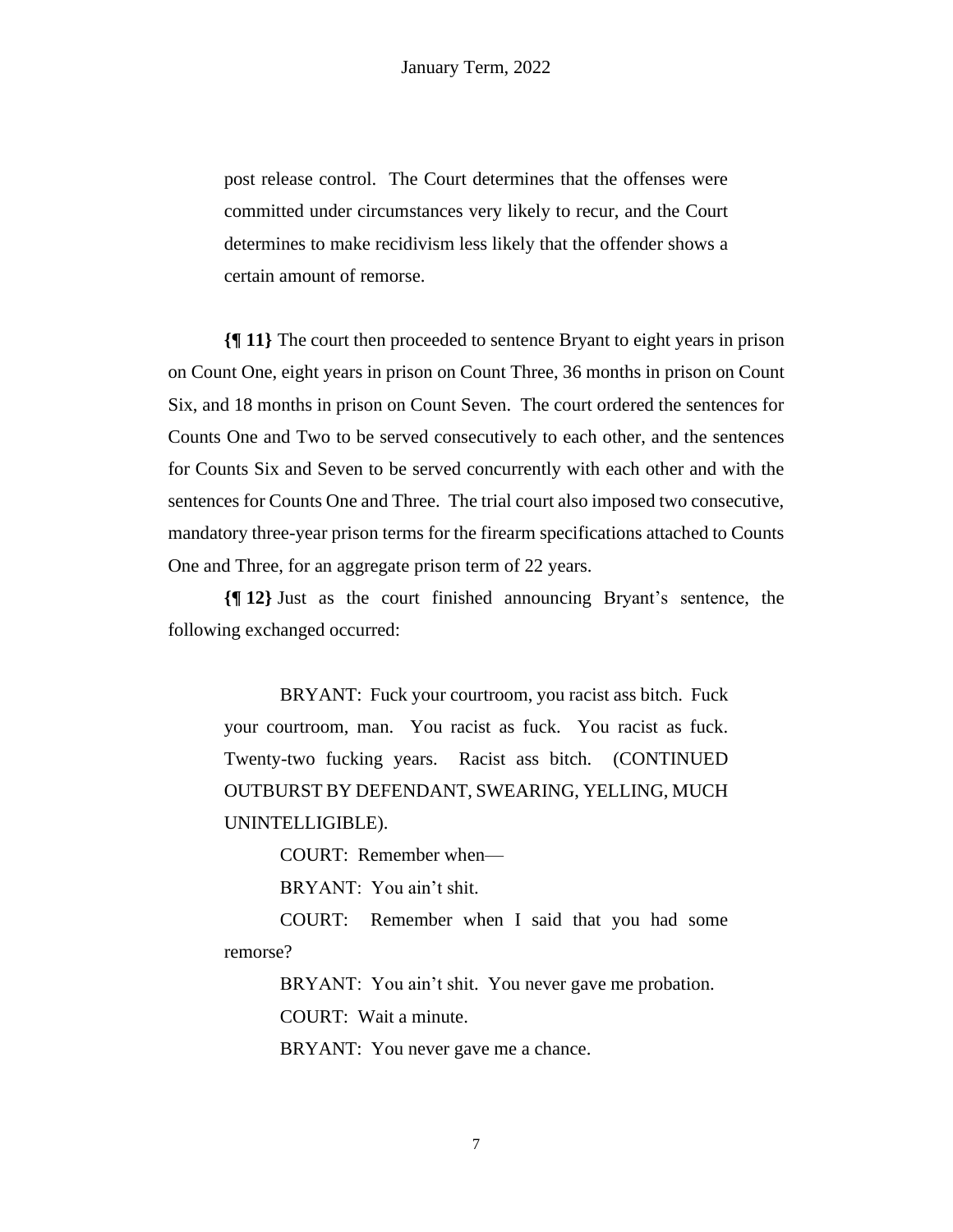> post release control. The Court determines that the offenses were committed under circumstances very likely to recur, and the Court determines to make recidivism less likely that the offender shows a certain amount of remorse.

**{¶ 11}** The court then proceeded to sentence Bryant to eight years in prison on Count One, eight years in prison on Count Three, 36 months in prison on Count Six, and 18 months in prison on Count Seven. The court ordered the sentences for Counts One and Two to be served consecutively to each other, and the sentences for Counts Six and Seven to be served concurrently with each other and with the sentences for Counts One and Three. The trial court also imposed two consecutive, mandatory three-year prison terms for the firearm specifications attached to Counts One and Three, for an aggregate prison term of 22 years.

**{¶ 12}** Just as the court finished announcing Bryant's sentence, the following exchanged occurred:

> BRYANT: Fuck your courtroom, you racist ass bitch. Fuck your courtroom, man. You racist as fuck. You racist as fuck. Twenty-two fucking years. Racist ass bitch. (CONTINUED OUTBURST BY DEFENDANT, SWEARING, YELLING, MUCH UNINTELLIGIBLE).
>
> COURT: Remember when—
>
> BRYANT: You ain't shit.
>
> COURT: Remember when I said that you had some remorse?
>
> BRYANT: You ain't shit. You never gave me probation.
>
> COURT: Wait a minute.
>
> BRYANT: You never gave me a chance.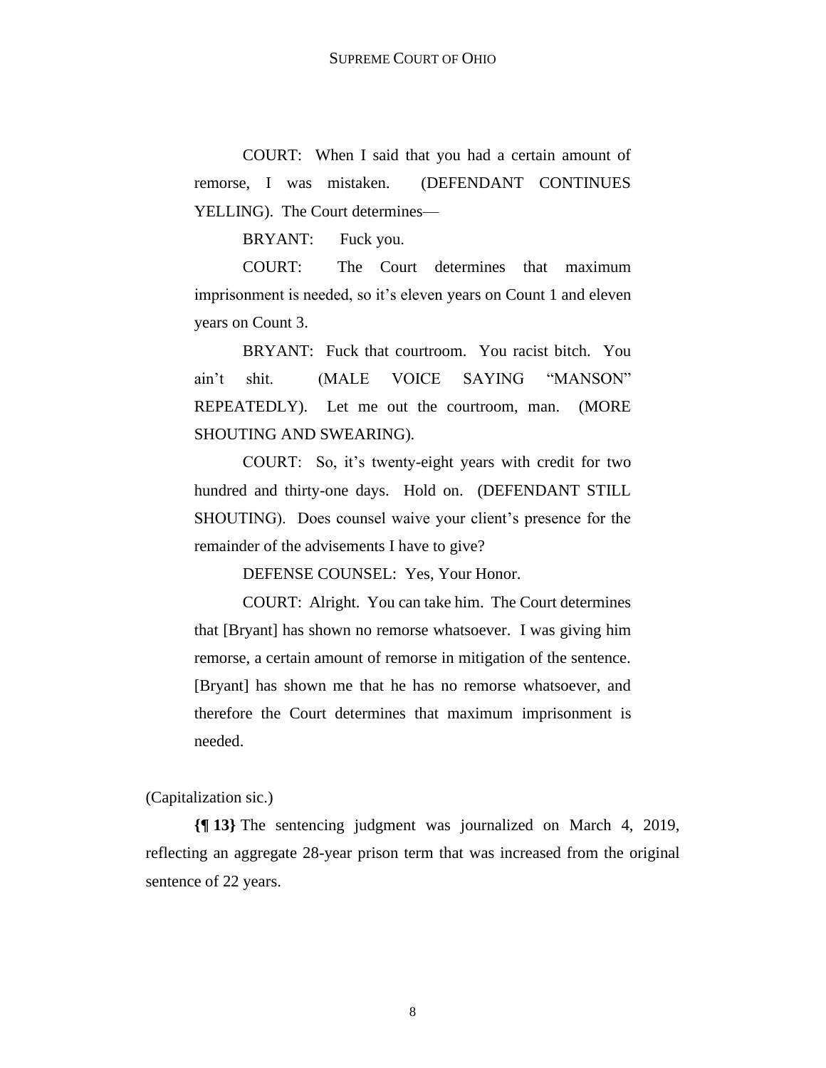COURT: When I said that you had a certain amount of remorse, I was mistaken. (DEFENDANT CONTINUES YELLING). The Court determines—

BRYANT: Fuck you.

COURT: The Court determines that maximum imprisonment is needed, so it's eleven years on Count 1 and eleven years on Count 3.

BRYANT: Fuck that courtroom. You racist bitch. You ain't shit. (MALE VOICE SAYING "MANSON" REPEATEDLY). Let me out the courtroom, man. (MORE SHOUTING AND SWEARING).

COURT: So, it's twenty-eight years with credit for two hundred and thirty-one days. Hold on. (DEFENDANT STILL SHOUTING). Does counsel waive your client's presence for the remainder of the advisements I have to give?

DEFENSE COUNSEL: Yes, Your Honor.

COURT: Alright. You can take him. The Court determines that [Bryant] has shown no remorse whatsoever. I was giving him remorse, a certain amount of remorse in mitigation of the sentence. [Bryant] has shown me that he has no remorse whatsoever, and therefore the Court determines that maximum imprisonment is needed.

(Capitalization sic.)

**{¶ 13}** The sentencing judgment was journalized on March 4, 2019, reflecting an aggregate 28-year prison term that was increased from the original sentence of 22 years.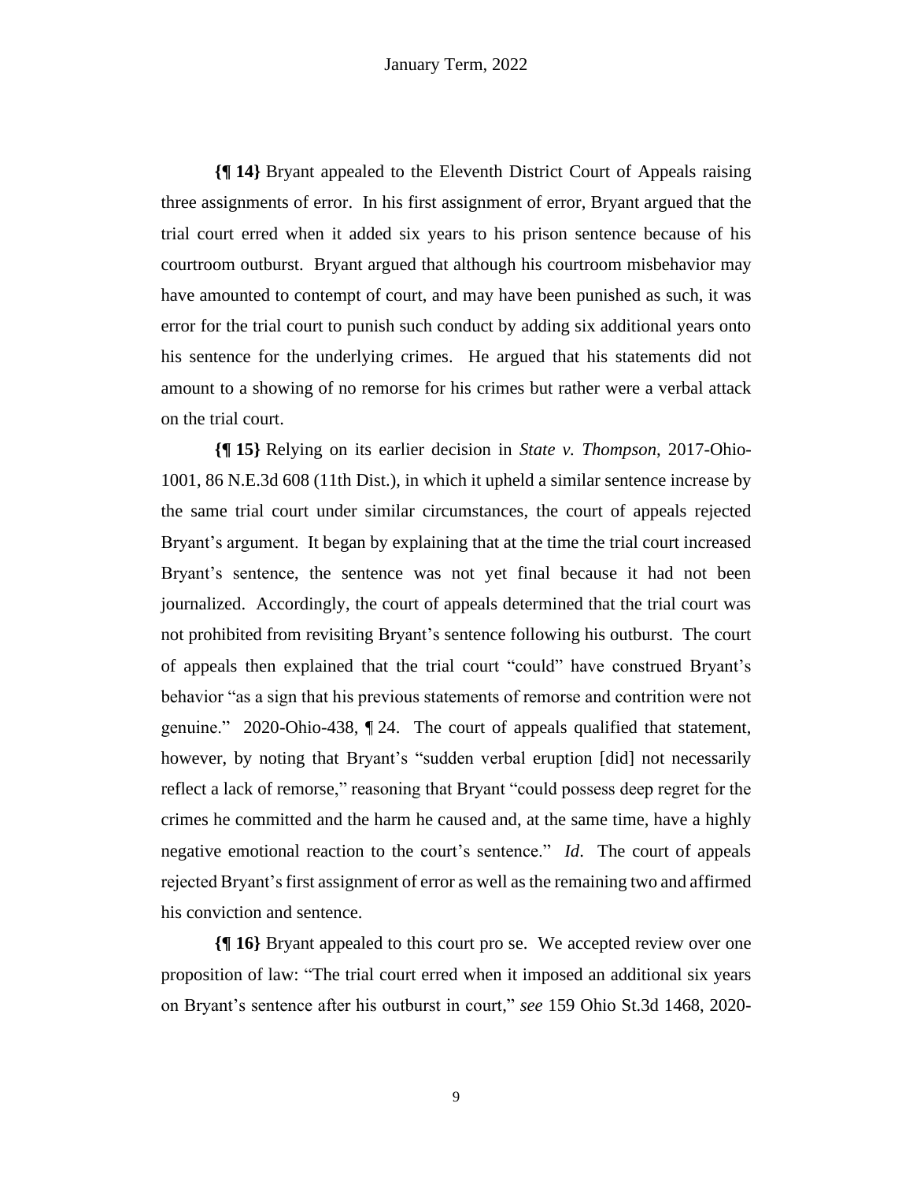**{¶ 14}** Bryant appealed to the Eleventh District Court of Appeals raising three assignments of error. In his first assignment of error, Bryant argued that the trial court erred when it added six years to his prison sentence because of his courtroom outburst. Bryant argued that although his courtroom misbehavior may have amounted to contempt of court, and may have been punished as such, it was error for the trial court to punish such conduct by adding six additional years onto his sentence for the underlying crimes. He argued that his statements did not amount to a showing of no remorse for his crimes but rather were a verbal attack on the trial court.

**{¶ 15}** Relying on its earlier decision in *State v. Thompson*, 2017-Ohio-1001, 86 N.E.3d 608 (11th Dist.), in which it upheld a similar sentence increase by the same trial court under similar circumstances, the court of appeals rejected Bryant's argument. It began by explaining that at the time the trial court increased Bryant's sentence, the sentence was not yet final because it had not been journalized. Accordingly, the court of appeals determined that the trial court was not prohibited from revisiting Bryant's sentence following his outburst. The court of appeals then explained that the trial court "could" have construed Bryant's behavior "as a sign that his previous statements of remorse and contrition were not genuine." 2020-Ohio-438, ¶ 24. The court of appeals qualified that statement, however, by noting that Bryant's "sudden verbal eruption [did] not necessarily reflect a lack of remorse," reasoning that Bryant "could possess deep regret for the crimes he committed and the harm he caused and, at the same time, have a highly negative emotional reaction to the court's sentence." *Id*. The court of appeals rejected Bryant's first assignment of error as well as the remaining two and affirmed his conviction and sentence.

**{¶ 16}** Bryant appealed to this court pro se. We accepted review over one proposition of law: "The trial court erred when it imposed an additional six years on Bryant's sentence after his outburst in court," *see* 159 Ohio St.3d 1468, 2020-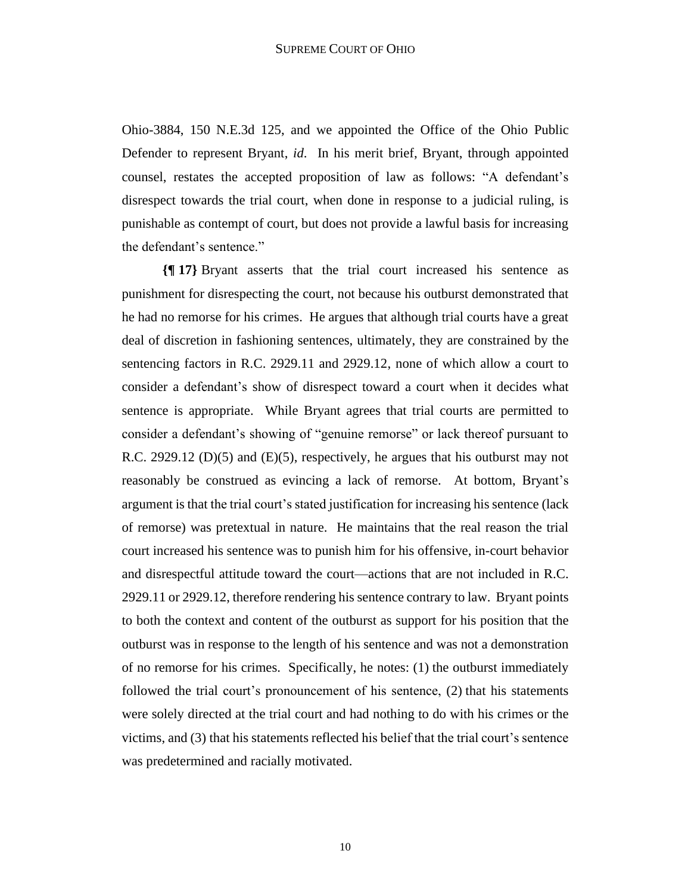Ohio-3884, 150 N.E.3d 125, and we appointed the Office of the Ohio Public Defender to represent Bryant, *id.* In his merit brief, Bryant, through appointed counsel, restates the accepted proposition of law as follows: "A defendant's disrespect towards the trial court, when done in response to a judicial ruling, is punishable as contempt of court, but does not provide a lawful basis for increasing the defendant's sentence."

**{¶ 17}** Bryant asserts that the trial court increased his sentence as punishment for disrespecting the court, not because his outburst demonstrated that he had no remorse for his crimes. He argues that although trial courts have a great deal of discretion in fashioning sentences, ultimately, they are constrained by the sentencing factors in R.C. 2929.11 and 2929.12, none of which allow a court to consider a defendant's show of disrespect toward a court when it decides what sentence is appropriate. While Bryant agrees that trial courts are permitted to consider a defendant's showing of "genuine remorse" or lack thereof pursuant to R.C. 2929.12 (D)(5) and (E)(5), respectively, he argues that his outburst may not reasonably be construed as evincing a lack of remorse. At bottom, Bryant's argument is that the trial court's stated justification for increasing his sentence (lack of remorse) was pretextual in nature. He maintains that the real reason the trial court increased his sentence was to punish him for his offensive, in-court behavior and disrespectful attitude toward the court—actions that are not included in R.C. 2929.11 or 2929.12, therefore rendering his sentence contrary to law. Bryant points to both the context and content of the outburst as support for his position that the outburst was in response to the length of his sentence and was not a demonstration of no remorse for his crimes. Specifically, he notes: (1) the outburst immediately followed the trial court's pronouncement of his sentence, (2) that his statements were solely directed at the trial court and had nothing to do with his crimes or the victims, and (3) that his statements reflected his belief that the trial court's sentence was predetermined and racially motivated.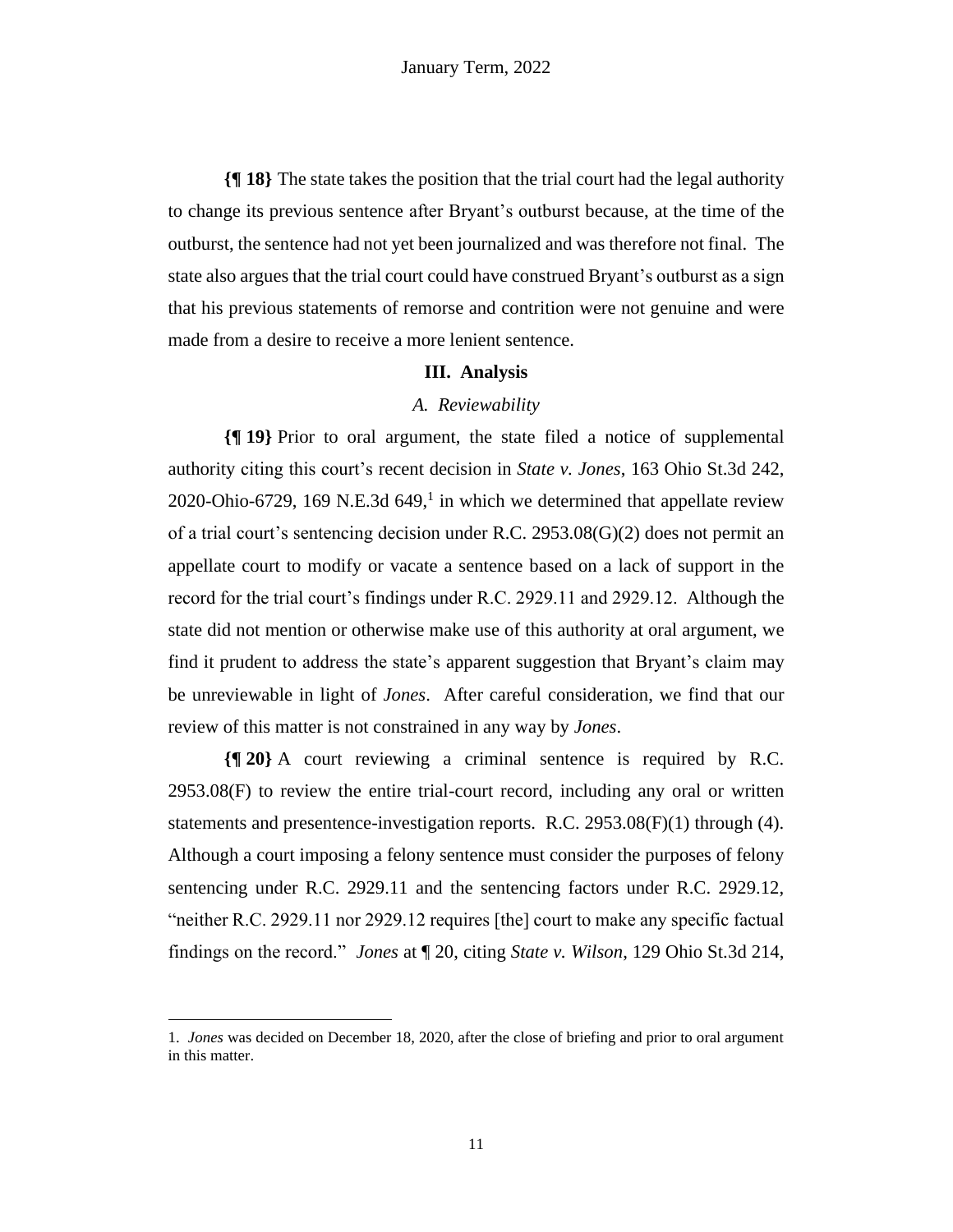**{¶ 18}** The state takes the position that the trial court had the legal authority to change its previous sentence after Bryant's outburst because, at the time of the outburst, the sentence had not yet been journalized and was therefore not final. The state also argues that the trial court could have construed Bryant's outburst as a sign that his previous statements of remorse and contrition were not genuine and were made from a desire to receive a more lenient sentence.

## III. Analysis

### *A. Reviewability*

**{¶ 19}** Prior to oral argument, the state filed a notice of supplemental authority citing this court's recent decision in *State v. Jones*, 163 Ohio St.3d 242, 2020-Ohio-6729, 169 N.E.3d 649,[1] in which we determined that appellate review of a trial court's sentencing decision under R.C. 2953.08(G)(2) does not permit an appellate court to modify or vacate a sentence based on a lack of support in the record for the trial court's findings under R.C. 2929.11 and 2929.12. Although the state did not mention or otherwise make use of this authority at oral argument, we find it prudent to address the state's apparent suggestion that Bryant's claim may be unreviewable in light of *Jones*. After careful consideration, we find that our review of this matter is not constrained in any way by *Jones*.

**{¶ 20}** A court reviewing a criminal sentence is required by R.C. 2953.08(F) to review the entire trial-court record, including any oral or written statements and presentence-investigation reports. R.C. 2953.08(F)(1) through (4). Although a court imposing a felony sentence must consider the purposes of felony sentencing under R.C. 2929.11 and the sentencing factors under R.C. 2929.12, "neither R.C. 2929.11 nor 2929.12 requires [the] court to make any specific factual findings on the record." *Jones* at ¶ 20, citing *State v. Wilson*, 129 Ohio St.3d 214,

---

1. *Jones* was decided on December 18, 2020, after the close of briefing and prior to oral argument in this matter.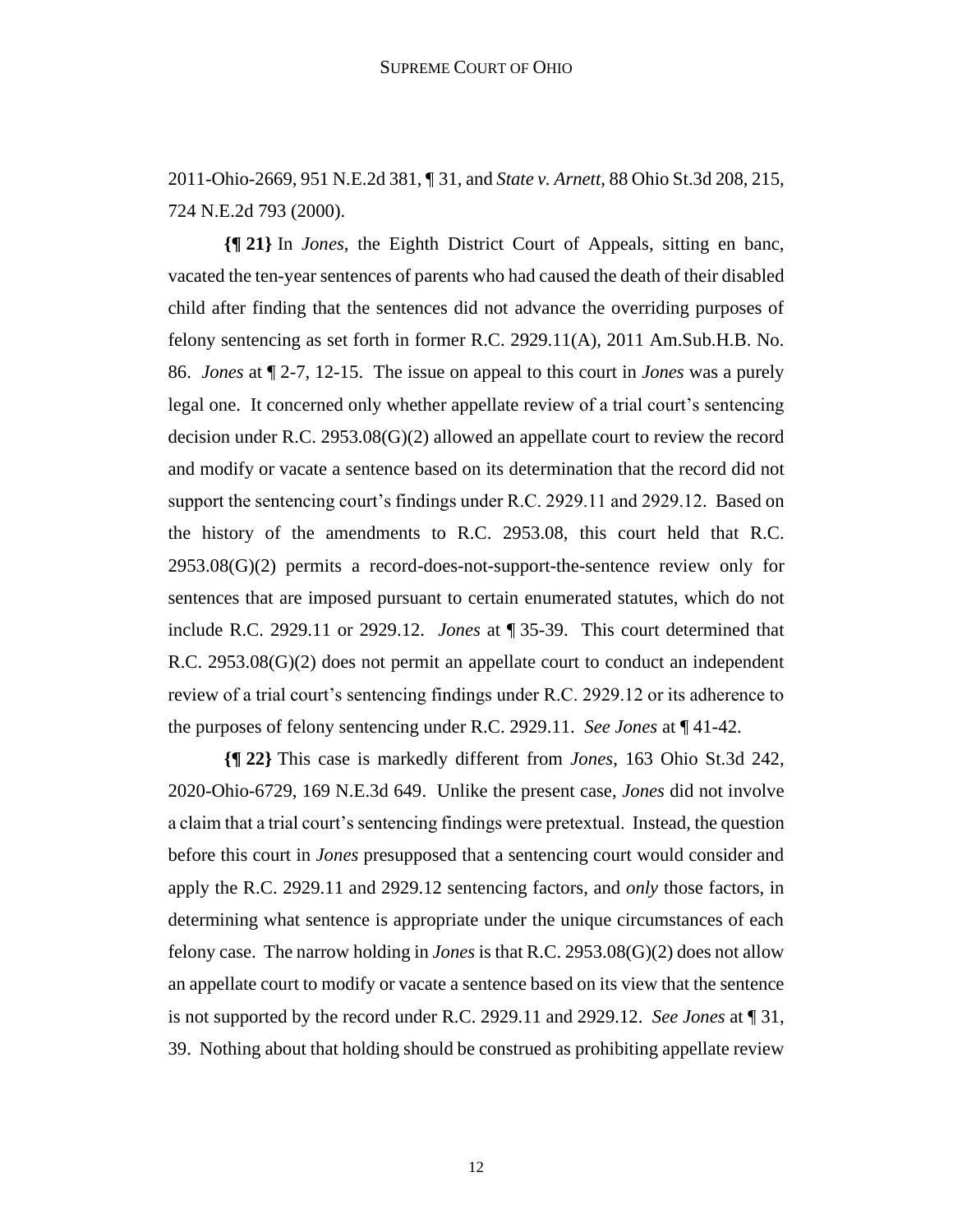2011-Ohio-2669, 951 N.E.2d 381, ¶ 31, and *State v. Arnett*, 88 Ohio St.3d 208, 215, 724 N.E.2d 793 (2000).

**{¶ 21}** In *Jones*, the Eighth District Court of Appeals, sitting en banc, vacated the ten-year sentences of parents who had caused the death of their disabled child after finding that the sentences did not advance the overriding purposes of felony sentencing as set forth in former R.C. 2929.11(A), 2011 Am.Sub.H.B. No. 86. *Jones* at ¶ 2-7, 12-15. The issue on appeal to this court in *Jones* was a purely legal one. It concerned only whether appellate review of a trial court's sentencing decision under R.C. 2953.08(G)(2) allowed an appellate court to review the record and modify or vacate a sentence based on its determination that the record did not support the sentencing court's findings under R.C. 2929.11 and 2929.12. Based on the history of the amendments to R.C. 2953.08, this court held that R.C. 2953.08(G)(2) permits a record-does-not-support-the-sentence review only for sentences that are imposed pursuant to certain enumerated statutes, which do not include R.C. 2929.11 or 2929.12. *Jones* at ¶ 35-39. This court determined that R.C. 2953.08(G)(2) does not permit an appellate court to conduct an independent review of a trial court's sentencing findings under R.C. 2929.12 or its adherence to the purposes of felony sentencing under R.C. 2929.11. *See Jones* at ¶ 41-42.

**{¶ 22}** This case is markedly different from *Jones*, 163 Ohio St.3d 242, 2020-Ohio-6729, 169 N.E.3d 649. Unlike the present case, *Jones* did not involve a claim that a trial court's sentencing findings were pretextual. Instead, the question before this court in *Jones* presupposed that a sentencing court would consider and apply the R.C. 2929.11 and 2929.12 sentencing factors, and *only* those factors, in determining what sentence is appropriate under the unique circumstances of each felony case. The narrow holding in *Jones* is that R.C. 2953.08(G)(2) does not allow an appellate court to modify or vacate a sentence based on its view that the sentence is not supported by the record under R.C. 2929.11 and 2929.12. *See Jones* at ¶ 31, 39. Nothing about that holding should be construed as prohibiting appellate review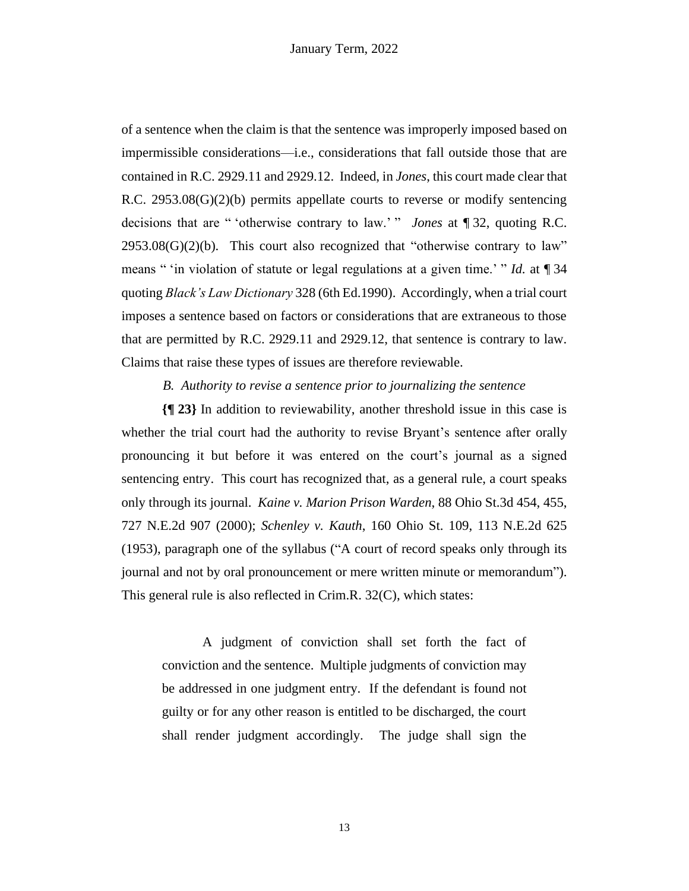of a sentence when the claim is that the sentence was improperly imposed based on impermissible considerations—i.e., considerations that fall outside those that are contained in R.C. 2929.11 and 2929.12. Indeed, in *Jones*, this court made clear that R.C. 2953.08(G)(2)(b) permits appellate courts to reverse or modify sentencing decisions that are " 'otherwise contrary to law.' " *Jones* at ¶ 32, quoting R.C. 2953.08(G)(2)(b). This court also recognized that "otherwise contrary to law" means " 'in violation of statute or legal regulations at a given time.' " *Id.* at ¶ 34 quoting *Black's Law Dictionary* 328 (6th Ed.1990). Accordingly, when a trial court imposes a sentence based on factors or considerations that are extraneous to those that are permitted by R.C. 2929.11 and 2929.12, that sentence is contrary to law. Claims that raise these types of issues are therefore reviewable.

*B. Authority to revise a sentence prior to journalizing the sentence*

**{¶ 23}** In addition to reviewability, another threshold issue in this case is whether the trial court had the authority to revise Bryant's sentence after orally pronouncing it but before it was entered on the court's journal as a signed sentencing entry. This court has recognized that, as a general rule, a court speaks only through its journal. *Kaine v. Marion Prison Warden*, 88 Ohio St.3d 454, 455, 727 N.E.2d 907 (2000); *Schenley v. Kauth*, 160 Ohio St. 109, 113 N.E.2d 625 (1953), paragraph one of the syllabus ("A court of record speaks only through its journal and not by oral pronouncement or mere written minute or memorandum"). This general rule is also reflected in Crim.R. 32(C), which states:

> A judgment of conviction shall set forth the fact of conviction and the sentence. Multiple judgments of conviction may be addressed in one judgment entry. If the defendant is found not guilty or for any other reason is entitled to be discharged, the court shall render judgment accordingly. The judge shall sign the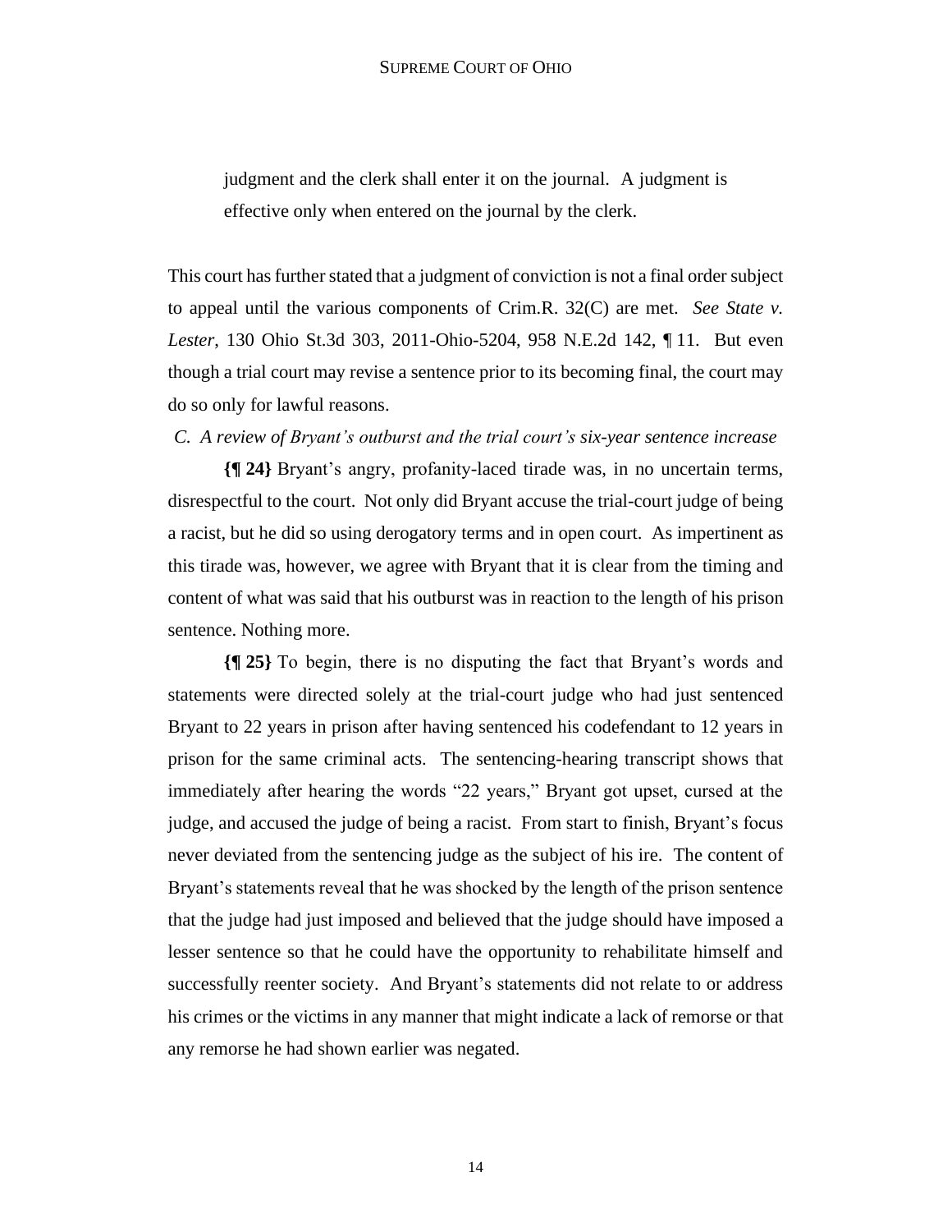judgment and the clerk shall enter it on the journal. A judgment is effective only when entered on the journal by the clerk.

This court has further stated that a judgment of conviction is not a final order subject to appeal until the various components of Crim.R. 32(C) are met. *See State v. Lester*, 130 Ohio St.3d 303, 2011-Ohio-5204, 958 N.E.2d 142, ¶ 11. But even though a trial court may revise a sentence prior to its becoming final, the court may do so only for lawful reasons.

*C. A review of Bryant's outburst and the trial court's six-year sentence increase*

**{¶ 24}** Bryant's angry, profanity-laced tirade was, in no uncertain terms, disrespectful to the court. Not only did Bryant accuse the trial-court judge of being a racist, but he did so using derogatory terms and in open court. As impertinent as this tirade was, however, we agree with Bryant that it is clear from the timing and content of what was said that his outburst was in reaction to the length of his prison sentence. Nothing more.

**{¶ 25}** To begin, there is no disputing the fact that Bryant's words and statements were directed solely at the trial-court judge who had just sentenced Bryant to 22 years in prison after having sentenced his codefendant to 12 years in prison for the same criminal acts. The sentencing-hearing transcript shows that immediately after hearing the words "22 years," Bryant got upset, cursed at the judge, and accused the judge of being a racist. From start to finish, Bryant's focus never deviated from the sentencing judge as the subject of his ire. The content of Bryant's statements reveal that he was shocked by the length of the prison sentence that the judge had just imposed and believed that the judge should have imposed a lesser sentence so that he could have the opportunity to rehabilitate himself and successfully reenter society. And Bryant's statements did not relate to or address his crimes or the victims in any manner that might indicate a lack of remorse or that any remorse he had shown earlier was negated.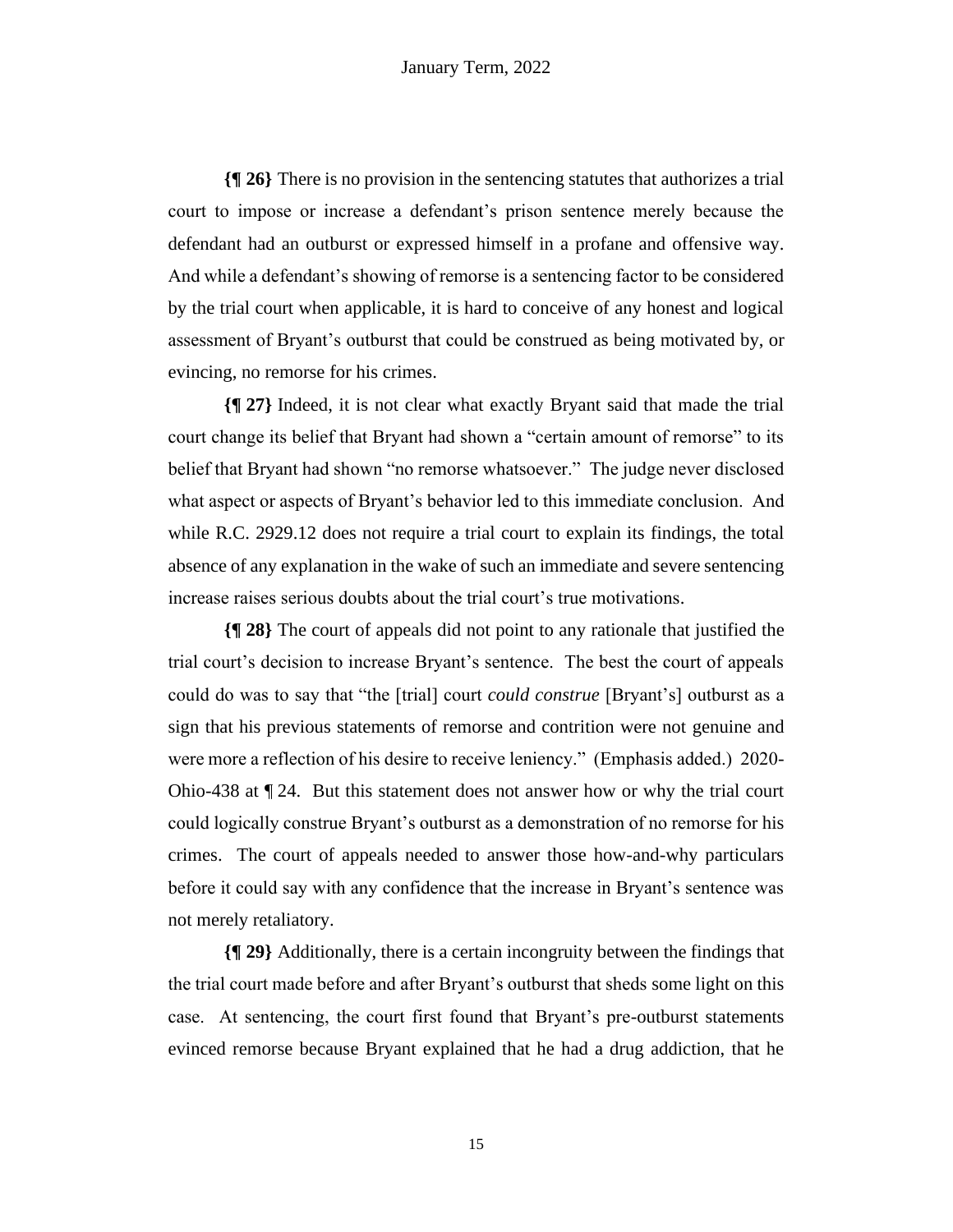**{¶ 26}** There is no provision in the sentencing statutes that authorizes a trial court to impose or increase a defendant's prison sentence merely because the defendant had an outburst or expressed himself in a profane and offensive way. And while a defendant's showing of remorse is a sentencing factor to be considered by the trial court when applicable, it is hard to conceive of any honest and logical assessment of Bryant's outburst that could be construed as being motivated by, or evincing, no remorse for his crimes.

**{¶ 27}** Indeed, it is not clear what exactly Bryant said that made the trial court change its belief that Bryant had shown a "certain amount of remorse" to its belief that Bryant had shown "no remorse whatsoever." The judge never disclosed what aspect or aspects of Bryant's behavior led to this immediate conclusion. And while R.C. 2929.12 does not require a trial court to explain its findings, the total absence of any explanation in the wake of such an immediate and severe sentencing increase raises serious doubts about the trial court's true motivations.

**{¶ 28}** The court of appeals did not point to any rationale that justified the trial court's decision to increase Bryant's sentence. The best the court of appeals could do was to say that "the [trial] court *could construe* [Bryant's] outburst as a sign that his previous statements of remorse and contrition were not genuine and were more a reflection of his desire to receive leniency." (Emphasis added.) 2020-Ohio-438 at ¶ 24. But this statement does not answer how or why the trial court could logically construe Bryant's outburst as a demonstration of no remorse for his crimes. The court of appeals needed to answer those how-and-why particulars before it could say with any confidence that the increase in Bryant's sentence was not merely retaliatory.

**{¶ 29}** Additionally, there is a certain incongruity between the findings that the trial court made before and after Bryant's outburst that sheds some light on this case. At sentencing, the court first found that Bryant's pre-outburst statements evinced remorse because Bryant explained that he had a drug addiction, that he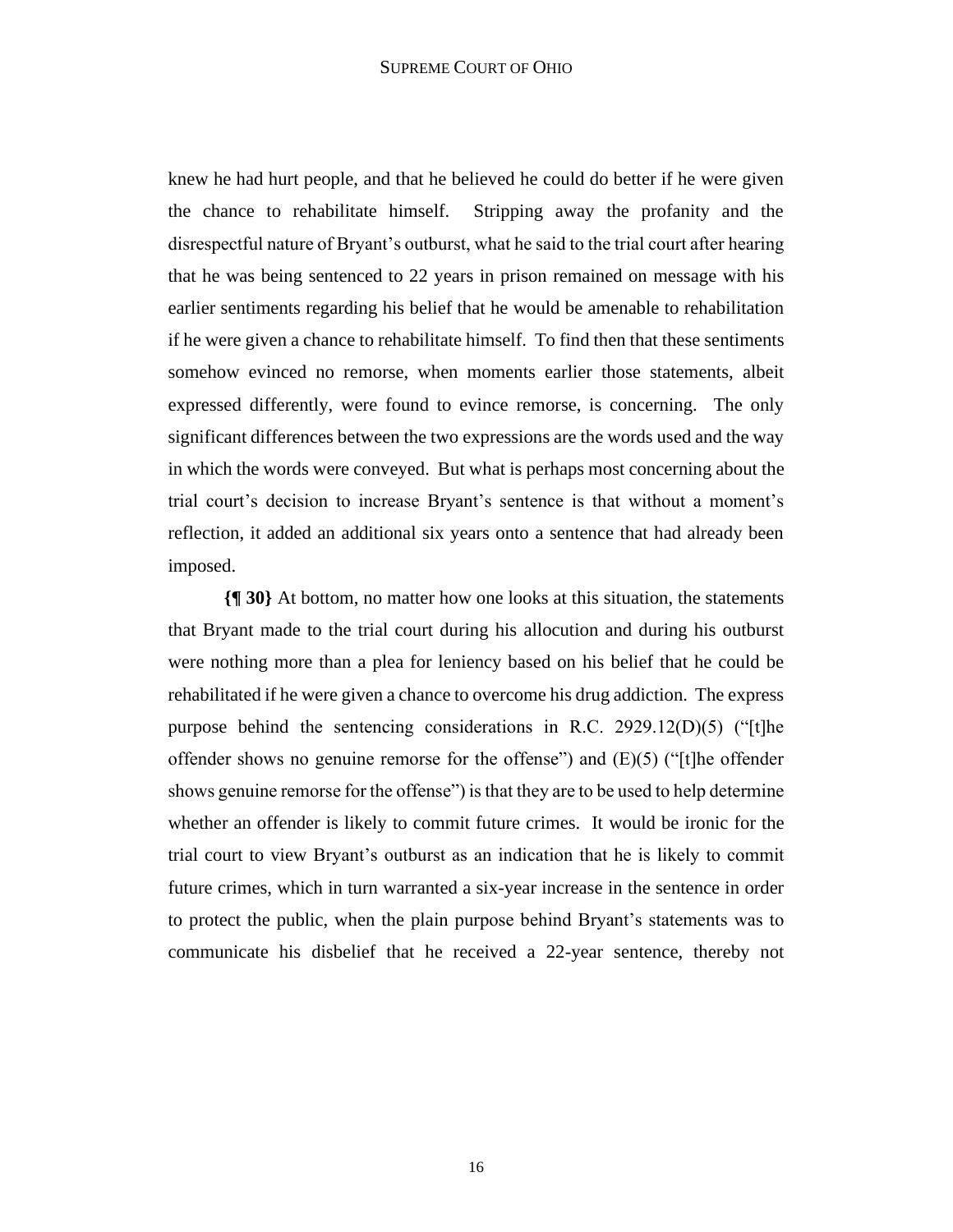knew he had hurt people, and that he believed he could do better if he were given the chance to rehabilitate himself. Stripping away the profanity and the disrespectful nature of Bryant's outburst, what he said to the trial court after hearing that he was being sentenced to 22 years in prison remained on message with his earlier sentiments regarding his belief that he would be amenable to rehabilitation if he were given a chance to rehabilitate himself. To find then that these sentiments somehow evinced no remorse, when moments earlier those statements, albeit expressed differently, were found to evince remorse, is concerning. The only significant differences between the two expressions are the words used and the way in which the words were conveyed. But what is perhaps most concerning about the trial court's decision to increase Bryant's sentence is that without a moment's reflection, it added an additional six years onto a sentence that had already been imposed.

**{¶ 30}** At bottom, no matter how one looks at this situation, the statements that Bryant made to the trial court during his allocution and during his outburst were nothing more than a plea for leniency based on his belief that he could be rehabilitated if he were given a chance to overcome his drug addiction. The express purpose behind the sentencing considerations in R.C. 2929.12(D)(5) ("[t]he offender shows no genuine remorse for the offense") and (E)(5) ("[t]he offender shows genuine remorse for the offense") is that they are to be used to help determine whether an offender is likely to commit future crimes. It would be ironic for the trial court to view Bryant's outburst as an indication that he is likely to commit future crimes, which in turn warranted a six-year increase in the sentence in order to protect the public, when the plain purpose behind Bryant's statements was to communicate his disbelief that he received a 22-year sentence, thereby not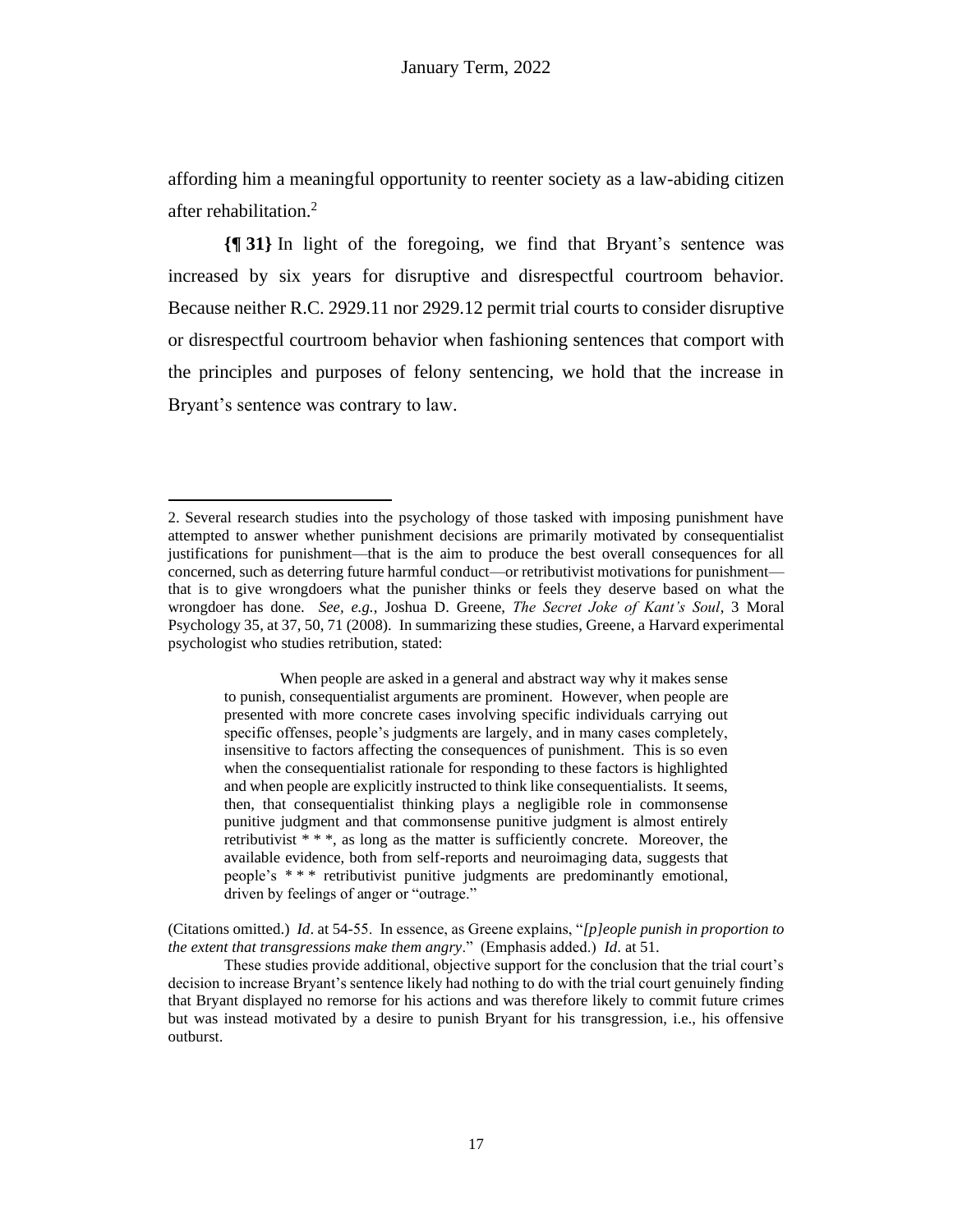affording him a meaningful opportunity to reenter society as a law-abiding citizen after rehabilitation.[2]

**{¶ 31}** In light of the foregoing, we find that Bryant's sentence was increased by six years for disruptive and disrespectful courtroom behavior. Because neither R.C. 2929.11 nor 2929.12 permit trial courts to consider disruptive or disrespectful courtroom behavior when fashioning sentences that comport with the principles and purposes of felony sentencing, we hold that the increase in Bryant's sentence was contrary to law.

---

2. Several research studies into the psychology of those tasked with imposing punishment have attempted to answer whether punishment decisions are primarily motivated by consequentialist justifications for punishment—that is the aim to produce the best overall consequences for all concerned, such as deterring future harmful conduct—or retributivist motivations for punishment—that is to give wrongdoers what the punisher thinks or feels they deserve based on what the wrongdoer has done. *See, e.g.*, Joshua D. Greene, *The Secret Joke of Kant's Soul*, 3 Moral Psychology 35, at 37, 50, 71 (2008). In summarizing these studies, Greene, a Harvard experimental psychologist who studies retribution, stated:

> When people are asked in a general and abstract way why it makes sense to punish, consequentialist arguments are prominent. However, when people are presented with more concrete cases involving specific individuals carrying out specific offenses, people's judgments are largely, and in many cases completely, insensitive to factors affecting the consequences of punishment. This is so even when the consequentialist rationale for responding to these factors is highlighted and when people are explicitly instructed to think like consequentialists. It seems, then, that consequentialist thinking plays a negligible role in commonsense punitive judgment and that commonsense punitive judgment is almost entirely retributivist * * *, as long as the matter is sufficiently concrete. Moreover, the available evidence, both from self-reports and neuroimaging data, suggests that people's * * * retributivist punitive judgments are predominantly emotional, driven by feelings of anger or "outrage."

(Citations omitted.) *Id*. at 54-55. In essence, as Greene explains, "*[p]eople punish in proportion to the extent that transgressions make them angry*." (Emphasis added.) *Id*. at 51.

These studies provide additional, objective support for the conclusion that the trial court's decision to increase Bryant's sentence likely had nothing to do with the trial court genuinely finding that Bryant displayed no remorse for his actions and was therefore likely to commit future crimes but was instead motivated by a desire to punish Bryant for his transgression, i.e., his offensive outburst.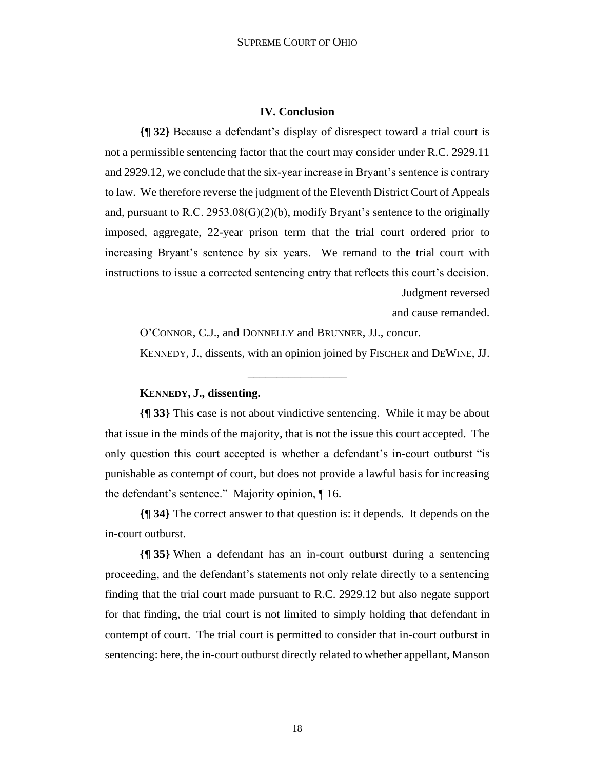## IV. Conclusion

**{¶ 32}** Because a defendant's display of disrespect toward a trial court is not a permissible sentencing factor that the court may consider under R.C. 2929.11 and 2929.12, we conclude that the six-year increase in Bryant's sentence is contrary to law. We therefore reverse the judgment of the Eleventh District Court of Appeals and, pursuant to R.C. 2953.08(G)(2)(b), modify Bryant's sentence to the originally imposed, aggregate, 22-year prison term that the trial court ordered prior to increasing Bryant's sentence by six years. We remand to the trial court with instructions to issue a corrected sentencing entry that reflects this court's decision.

Judgment reversed
and cause remanded.

O'CONNOR, C.J., and DONNELLY and BRUNNER, JJ., concur.

KENNEDY, J., dissents, with an opinion joined by FISCHER and DEWINE, JJ.

---

**KENNEDY, J., dissenting.**

**{¶ 33}** This case is not about vindictive sentencing. While it may be about that issue in the minds of the majority, that is not the issue this court accepted. The only question this court accepted is whether a defendant's in-court outburst "is punishable as contempt of court, but does not provide a lawful basis for increasing the defendant's sentence." Majority opinion, ¶ 16.

**{¶ 34}** The correct answer to that question is: it depends. It depends on the in-court outburst.

**{¶ 35}** When a defendant has an in-court outburst during a sentencing proceeding, and the defendant's statements not only relate directly to a sentencing finding that the trial court made pursuant to R.C. 2929.12 but also negate support for that finding, the trial court is not limited to simply holding that defendant in contempt of court. The trial court is permitted to consider that in-court outburst in sentencing: here, the in-court outburst directly related to whether appellant, Manson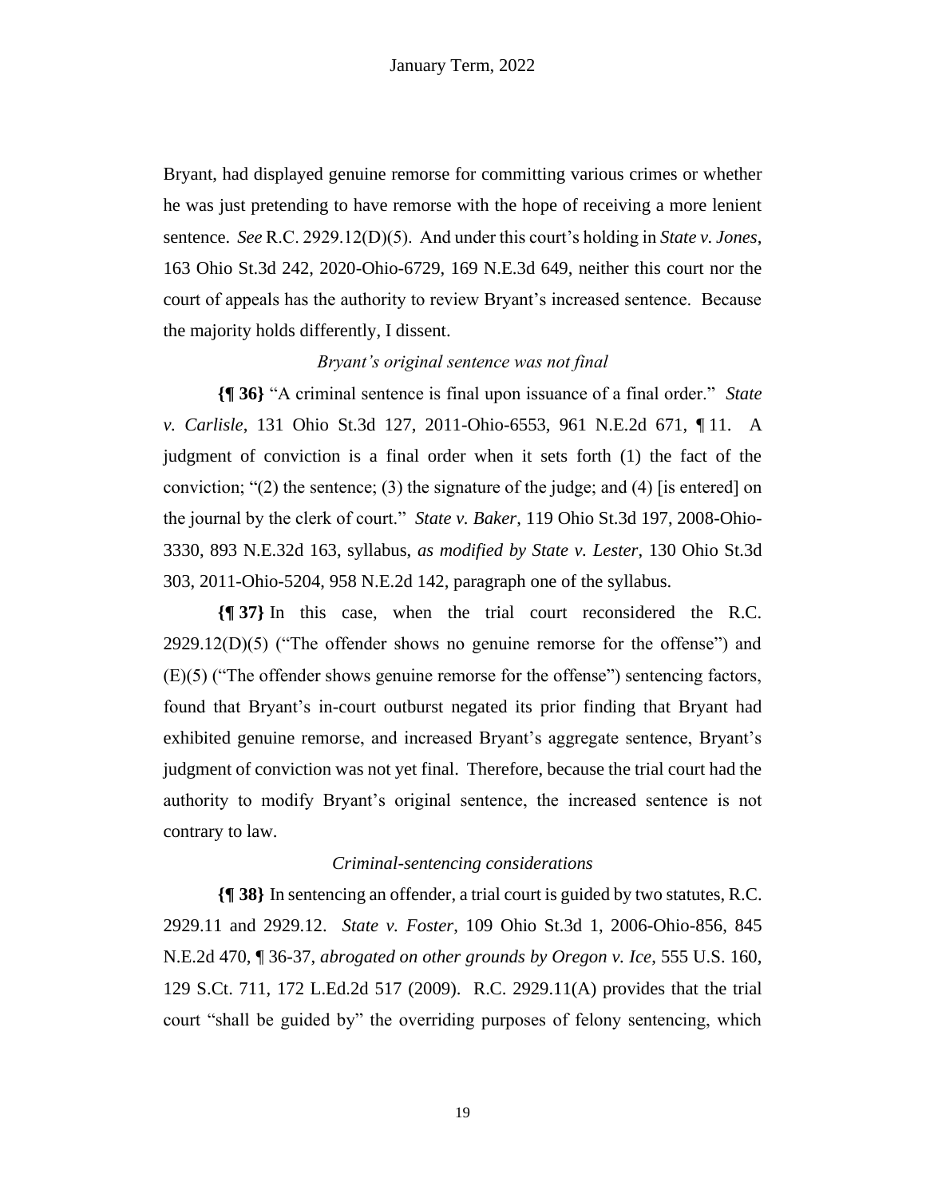Bryant, had displayed genuine remorse for committing various crimes or whether he was just pretending to have remorse with the hope of receiving a more lenient sentence. *See* R.C. 2929.12(D)(5). And under this court's holding in *State v. Jones*, 163 Ohio St.3d 242, 2020-Ohio-6729, 169 N.E.3d 649, neither this court nor the court of appeals has the authority to review Bryant's increased sentence. Because the majority holds differently, I dissent.

*Bryant's original sentence was not final*

**{¶ 36}** "A criminal sentence is final upon issuance of a final order." *State v. Carlisle*, 131 Ohio St.3d 127, 2011-Ohio-6553, 961 N.E.2d 671, ¶ 11. A judgment of conviction is a final order when it sets forth (1) the fact of the conviction; "(2) the sentence; (3) the signature of the judge; and (4) [is entered] on the journal by the clerk of court." *State v. Baker*, 119 Ohio St.3d 197, 2008-Ohio-3330, 893 N.E.32d 163, syllabus, *as modified by State v. Lester*, 130 Ohio St.3d 303, 2011-Ohio-5204, 958 N.E.2d 142, paragraph one of the syllabus.

**{¶ 37}** In this case, when the trial court reconsidered the R.C. 2929.12(D)(5) ("The offender shows no genuine remorse for the offense") and (E)(5) ("The offender shows genuine remorse for the offense") sentencing factors, found that Bryant's in-court outburst negated its prior finding that Bryant had exhibited genuine remorse, and increased Bryant's aggregate sentence, Bryant's judgment of conviction was not yet final. Therefore, because the trial court had the authority to modify Bryant's original sentence, the increased sentence is not contrary to law.

*Criminal-sentencing considerations*

**{¶ 38}** In sentencing an offender, a trial court is guided by two statutes, R.C. 2929.11 and 2929.12. *State v. Foster*, 109 Ohio St.3d 1, 2006-Ohio-856, 845 N.E.2d 470, ¶ 36-37, *abrogated on other grounds by Oregon v. Ice*, 555 U.S. 160, 129 S.Ct. 711, 172 L.Ed.2d 517 (2009). R.C. 2929.11(A) provides that the trial court "shall be guided by" the overriding purposes of felony sentencing, which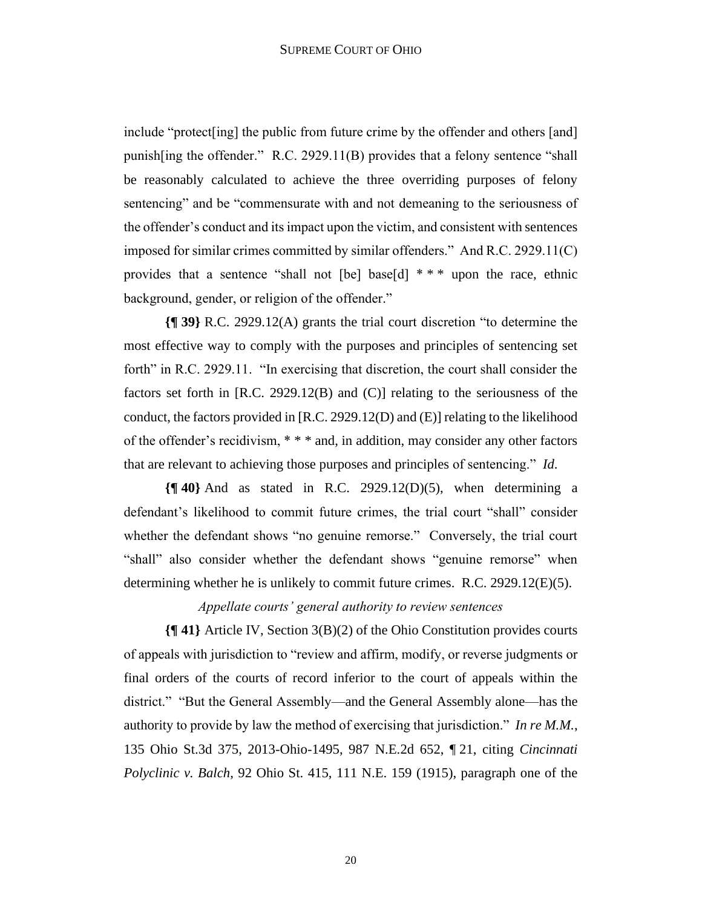include "protect[ing] the public from future crime by the offender and others [and] punish[ing the offender." R.C. 2929.11(B) provides that a felony sentence "shall be reasonably calculated to achieve the three overriding purposes of felony sentencing" and be "commensurate with and not demeaning to the seriousness of the offender's conduct and its impact upon the victim, and consistent with sentences imposed for similar crimes committed by similar offenders." And R.C. 2929.11(C) provides that a sentence "shall not [be] base[d] * * * upon the race, ethnic background, gender, or religion of the offender."

**{¶ 39}** R.C. 2929.12(A) grants the trial court discretion "to determine the most effective way to comply with the purposes and principles of sentencing set forth" in R.C. 2929.11. "In exercising that discretion, the court shall consider the factors set forth in [R.C. 2929.12(B) and (C)] relating to the seriousness of the conduct, the factors provided in [R.C. 2929.12(D) and (E)] relating to the likelihood of the offender's recidivism, * * * and, in addition, may consider any other factors that are relevant to achieving those purposes and principles of sentencing." *Id.*

**{¶ 40}** And as stated in R.C. 2929.12(D)(5), when determining a defendant's likelihood to commit future crimes, the trial court "shall" consider whether the defendant shows "no genuine remorse." Conversely, the trial court "shall" also consider whether the defendant shows "genuine remorse" when determining whether he is unlikely to commit future crimes. R.C. 2929.12(E)(5).

*Appellate courts' general authority to review sentences*

**{¶ 41}** Article IV, Section 3(B)(2) of the Ohio Constitution provides courts of appeals with jurisdiction to "review and affirm, modify, or reverse judgments or final orders of the courts of record inferior to the court of appeals within the district." "But the General Assembly—and the General Assembly alone—has the authority to provide by law the method of exercising that jurisdiction." *In re M.M.*, 135 Ohio St.3d 375, 2013-Ohio-1495, 987 N.E.2d 652, ¶ 21, citing *Cincinnati Polyclinic v. Balch*, 92 Ohio St. 415, 111 N.E. 159 (1915), paragraph one of the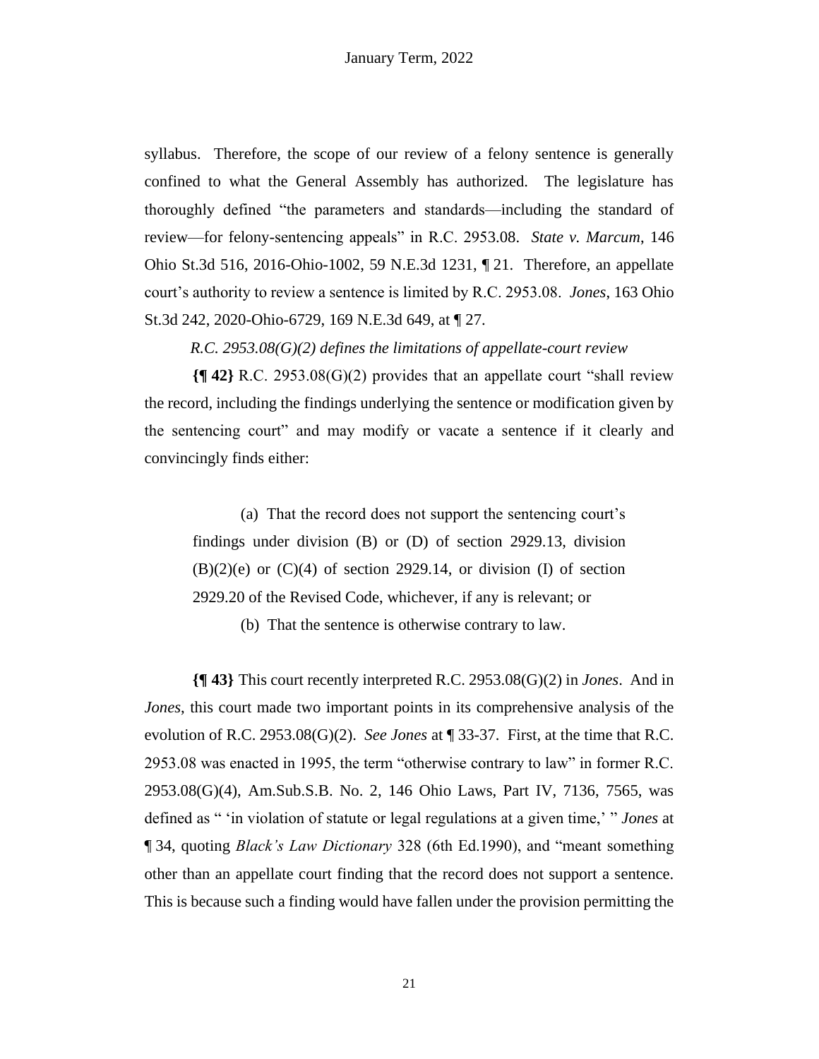syllabus. Therefore, the scope of our review of a felony sentence is generally confined to what the General Assembly has authorized. The legislature has thoroughly defined "the parameters and standards—including the standard of review—for felony-sentencing appeals" in R.C. 2953.08. *State v. Marcum*, 146 Ohio St.3d 516, 2016-Ohio-1002, 59 N.E.3d 1231, ¶ 21. Therefore, an appellate court's authority to review a sentence is limited by R.C. 2953.08. *Jones*, 163 Ohio St.3d 242, 2020-Ohio-6729, 169 N.E.3d 649, at ¶ 27.

*R.C. 2953.08(G)(2) defines the limitations of appellate-court review*

**{¶ 42}** R.C. 2953.08(G)(2) provides that an appellate court "shall review the record, including the findings underlying the sentence or modification given by the sentencing court" and may modify or vacate a sentence if it clearly and convincingly finds either:

> (a) That the record does not support the sentencing court's findings under division (B) or (D) of section 2929.13, division (B)(2)(e) or (C)(4) of section 2929.14, or division (I) of section 2929.20 of the Revised Code, whichever, if any is relevant; or
>
> (b) That the sentence is otherwise contrary to law.

**{¶ 43}** This court recently interpreted R.C. 2953.08(G)(2) in *Jones*. And in *Jones*, this court made two important points in its comprehensive analysis of the evolution of R.C. 2953.08(G)(2). *See Jones* at ¶ 33-37. First, at the time that R.C. 2953.08 was enacted in 1995, the term "otherwise contrary to law" in former R.C. 2953.08(G)(4), Am.Sub.S.B. No. 2, 146 Ohio Laws, Part IV, 7136, 7565, was defined as " 'in violation of statute or legal regulations at a given time,' " *Jones* at ¶ 34, quoting *Black's Law Dictionary* 328 (6th Ed.1990), and "meant something other than an appellate court finding that the record does not support a sentence. This is because such a finding would have fallen under the provision permitting the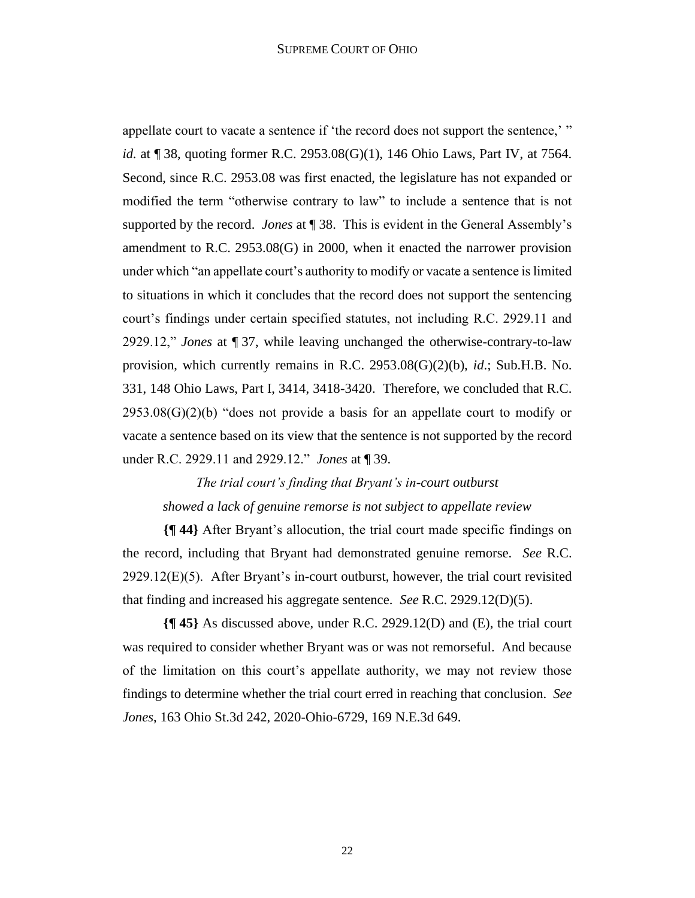appellate court to vacate a sentence if 'the record does not support the sentence,' " *id.* at ¶ 38, quoting former R.C. 2953.08(G)(1), 146 Ohio Laws, Part IV, at 7564. Second, since R.C. 2953.08 was first enacted, the legislature has not expanded or modified the term "otherwise contrary to law" to include a sentence that is not supported by the record. *Jones* at ¶ 38. This is evident in the General Assembly's amendment to R.C. 2953.08(G) in 2000, when it enacted the narrower provision under which "an appellate court's authority to modify or vacate a sentence is limited to situations in which it concludes that the record does not support the sentencing court's findings under certain specified statutes, not including R.C. 2929.11 and 2929.12," *Jones* at ¶ 37, while leaving unchanged the otherwise-contrary-to-law provision, which currently remains in R.C. 2953.08(G)(2)(b), *id*.; Sub.H.B. No. 331, 148 Ohio Laws, Part I, 3414, 3418-3420. Therefore, we concluded that R.C. 2953.08(G)(2)(b) "does not provide a basis for an appellate court to modify or vacate a sentence based on its view that the sentence is not supported by the record under R.C. 2929.11 and 2929.12." *Jones* at ¶ 39.

*The trial court's finding that Bryant's in-court outburst showed a lack of genuine remorse is not subject to appellate review*

**{¶ 44}** After Bryant's allocution, the trial court made specific findings on the record, including that Bryant had demonstrated genuine remorse. *See* R.C. 2929.12(E)(5). After Bryant's in-court outburst, however, the trial court revisited that finding and increased his aggregate sentence. *See* R.C. 2929.12(D)(5).

**{¶ 45}** As discussed above, under R.C. 2929.12(D) and (E), the trial court was required to consider whether Bryant was or was not remorseful. And because of the limitation on this court's appellate authority, we may not review those findings to determine whether the trial court erred in reaching that conclusion. *See Jones*, 163 Ohio St.3d 242, 2020-Ohio-6729, 169 N.E.3d 649.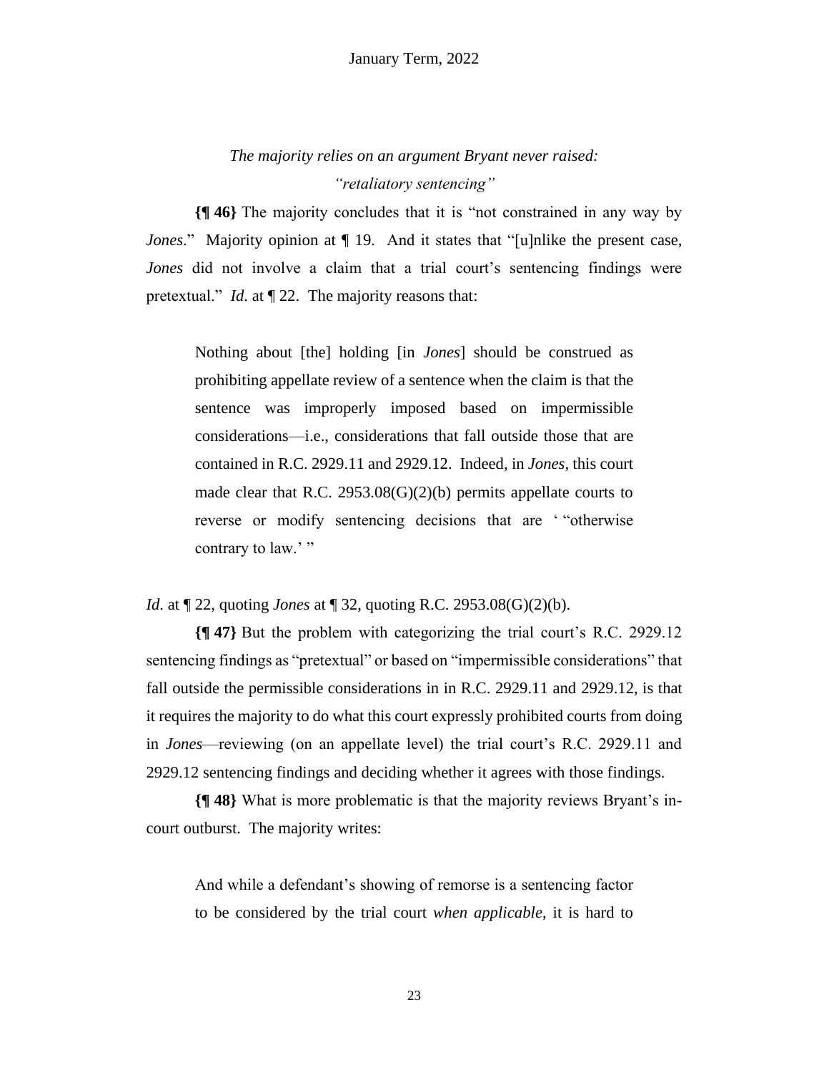*The majority relies on an argument Bryant never raised:*
*"retaliatory sentencing"*

**{¶ 46}** The majority concludes that it is "not constrained in any way by *Jones*." Majority opinion at ¶ 19. And it states that "[u]nlike the present case, *Jones* did not involve a claim that a trial court's sentencing findings were pretextual." *Id*. at ¶ 22. The majority reasons that:

> Nothing about [the] holding [in *Jones*] should be construed as prohibiting appellate review of a sentence when the claim is that the sentence was improperly imposed based on impermissible considerations—i.e., considerations that fall outside those that are contained in R.C. 2929.11 and 2929.12. Indeed, in *Jones*, this court made clear that R.C. 2953.08(G)(2)(b) permits appellate courts to reverse or modify sentencing decisions that are ' "otherwise contrary to law.' "

*Id*. at ¶ 22, quoting *Jones* at ¶ 32, quoting R.C. 2953.08(G)(2)(b).

**{¶ 47}** But the problem with categorizing the trial court's R.C. 2929.12 sentencing findings as "pretextual" or based on "impermissible considerations" that fall outside the permissible considerations in in R.C. 2929.11 and 2929.12, is that it requires the majority to do what this court expressly prohibited courts from doing in *Jones*—reviewing (on an appellate level) the trial court's R.C. 2929.11 and 2929.12 sentencing findings and deciding whether it agrees with those findings.

**{¶ 48}** What is more problematic is that the majority reviews Bryant's in-court outburst. The majority writes:

> And while a defendant's showing of remorse is a sentencing factor to be considered by the trial court *when applicable*, it is hard to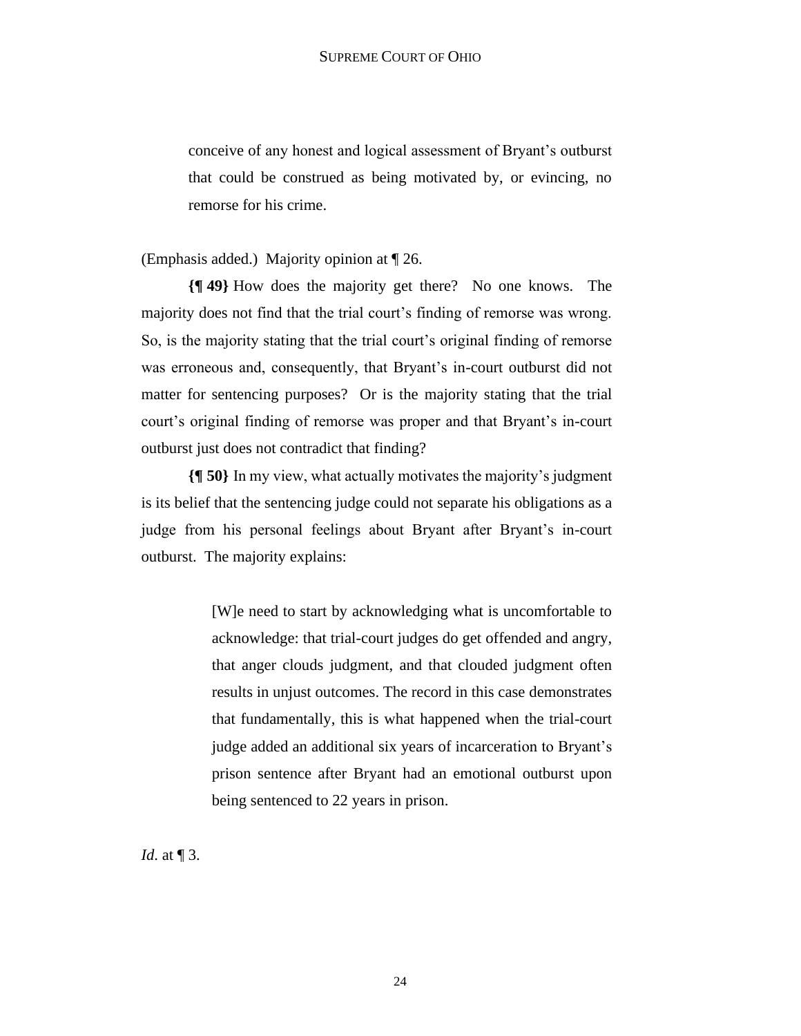> conceive of any honest and logical assessment of Bryant's outburst that could be construed as being motivated by, or evincing, no remorse for his crime.

(Emphasis added.) Majority opinion at ¶ 26.

**{¶ 49}** How does the majority get there? No one knows. The majority does not find that the trial court's finding of remorse was wrong. So, is the majority stating that the trial court's original finding of remorse was erroneous and, consequently, that Bryant's in-court outburst did not matter for sentencing purposes? Or is the majority stating that the trial court's original finding of remorse was proper and that Bryant's in-court outburst just does not contradict that finding?

**{¶ 50}** In my view, what actually motivates the majority's judgment is its belief that the sentencing judge could not separate his obligations as a judge from his personal feelings about Bryant after Bryant's in-court outburst. The majority explains:

> [W]e need to start by acknowledging what is uncomfortable to acknowledge: that trial-court judges do get offended and angry, that anger clouds judgment, and that clouded judgment often results in unjust outcomes. The record in this case demonstrates that fundamentally, this is what happened when the trial-court judge added an additional six years of incarceration to Bryant's prison sentence after Bryant had an emotional outburst upon being sentenced to 22 years in prison.

*Id.* at ¶ 3.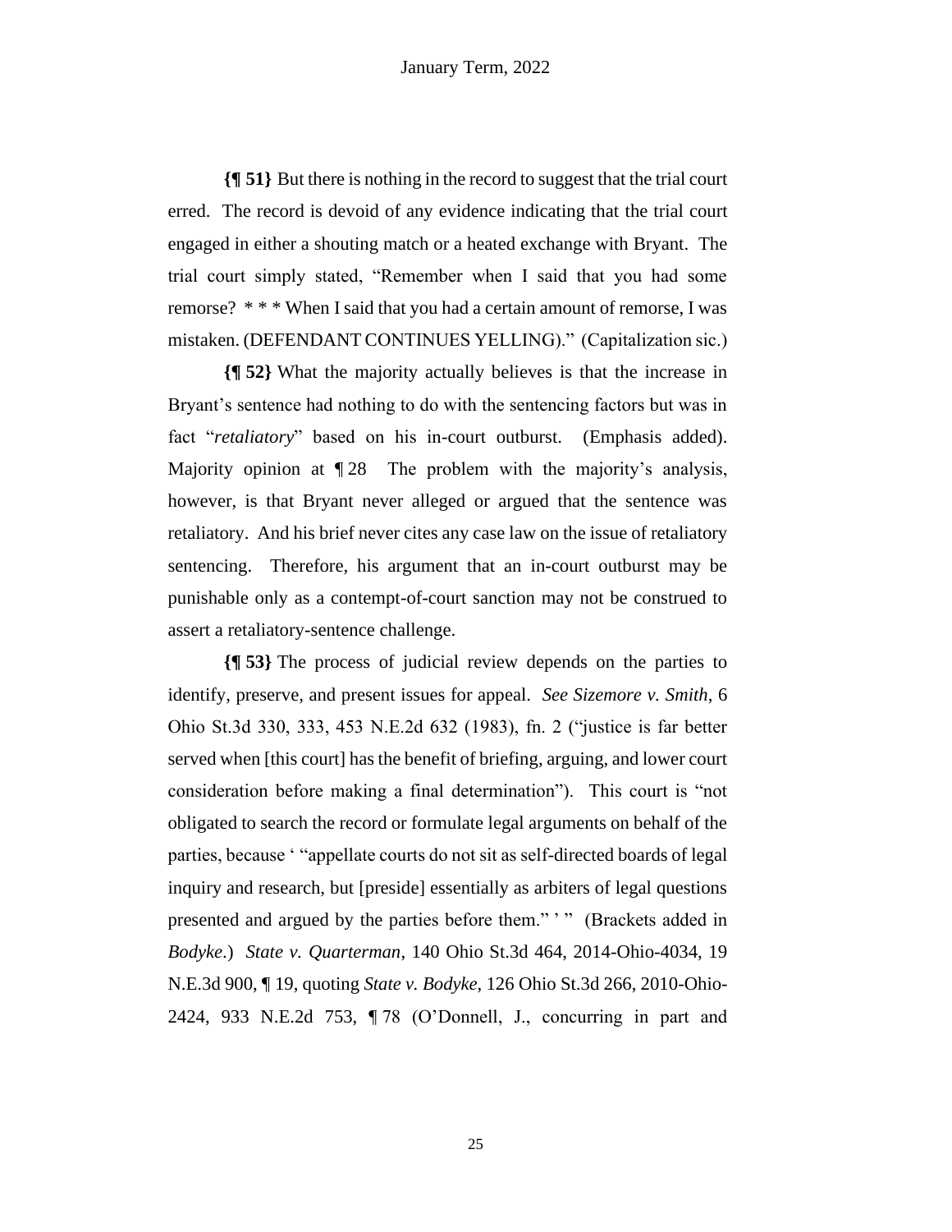**{¶ 51}** But there is nothing in the record to suggest that the trial court erred. The record is devoid of any evidence indicating that the trial court engaged in either a shouting match or a heated exchange with Bryant. The trial court simply stated, "Remember when I said that you had some remorse? * * * When I said that you had a certain amount of remorse, I was mistaken. (DEFENDANT CONTINUES YELLING)." (Capitalization sic.)

**{¶ 52}** What the majority actually believes is that the increase in Bryant's sentence had nothing to do with the sentencing factors but was in fact "*retaliatory*" based on his in-court outburst. (Emphasis added). Majority opinion at ¶ 28 The problem with the majority's analysis, however, is that Bryant never alleged or argued that the sentence was retaliatory. And his brief never cites any case law on the issue of retaliatory sentencing. Therefore, his argument that an in-court outburst may be punishable only as a contempt-of-court sanction may not be construed to assert a retaliatory-sentence challenge.

**{¶ 53}** The process of judicial review depends on the parties to identify, preserve, and present issues for appeal. *See Sizemore v. Smith*, 6 Ohio St.3d 330, 333, 453 N.E.2d 632 (1983), fn. 2 ("justice is far better served when [this court] has the benefit of briefing, arguing, and lower court consideration before making a final determination"). This court is "not obligated to search the record or formulate legal arguments on behalf of the parties, because ' "appellate courts do not sit as self-directed boards of legal inquiry and research, but [preside] essentially as arbiters of legal questions presented and argued by the parties before them." ' " (Brackets added in *Bodyke*.) *State v. Quarterman*, 140 Ohio St.3d 464, 2014-Ohio-4034, 19 N.E.3d 900, ¶ 19, quoting *State v. Bodyke*, 126 Ohio St.3d 266, 2010-Ohio-2424, 933 N.E.2d 753, ¶ 78 (O'Donnell, J., concurring in part and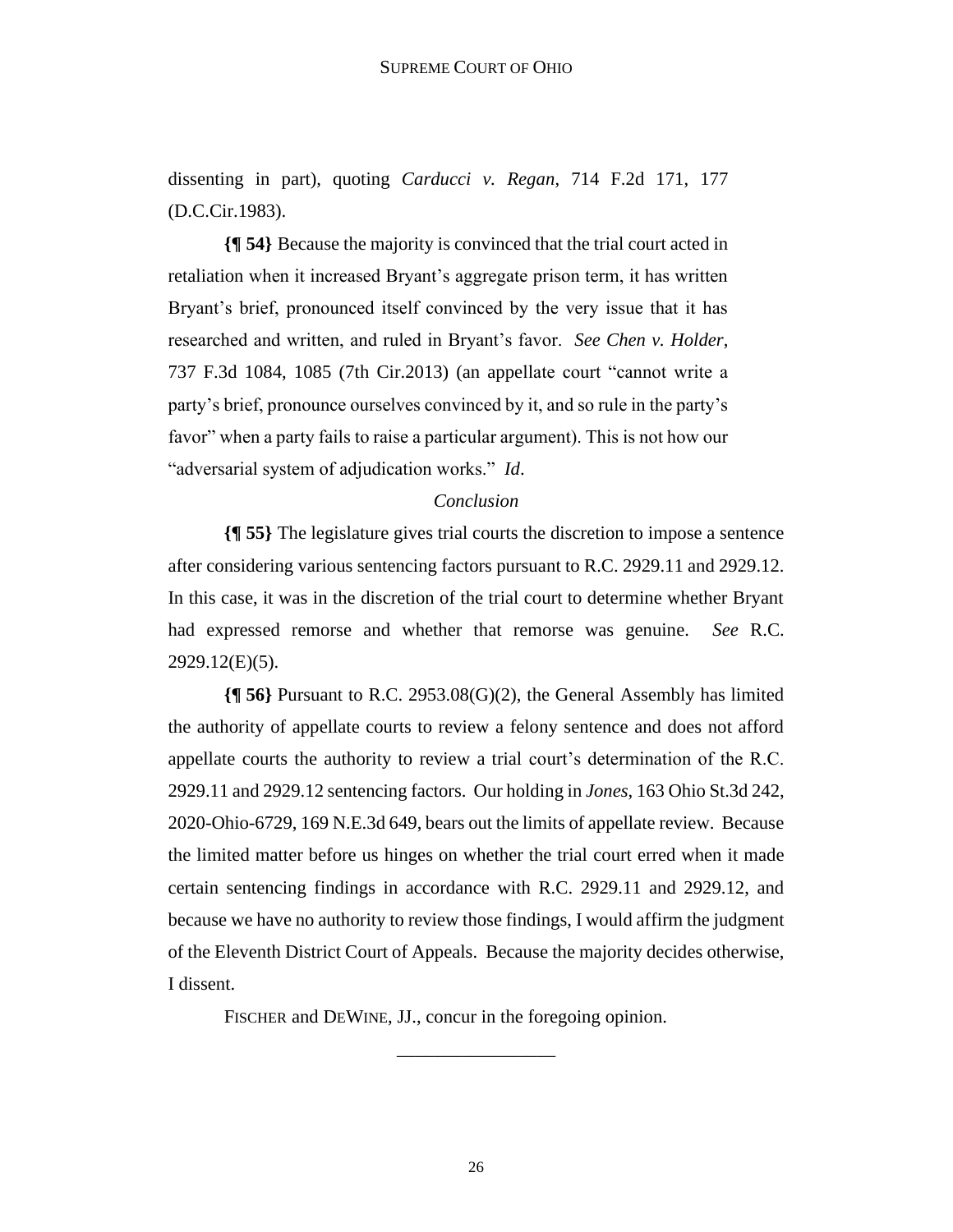dissenting in part), quoting *Carducci v. Regan*, 714 F.2d 171, 177 (D.C.Cir.1983).

**{¶ 54}** Because the majority is convinced that the trial court acted in retaliation when it increased Bryant's aggregate prison term, it has written Bryant's brief, pronounced itself convinced by the very issue that it has researched and written, and ruled in Bryant's favor. *See Chen v. Holder*, 737 F.3d 1084, 1085 (7th Cir.2013) (an appellate court "cannot write a party's brief, pronounce ourselves convinced by it, and so rule in the party's favor" when a party fails to raise a particular argument). This is not how our "adversarial system of adjudication works." *Id*.

*Conclusion*

**{¶ 55}** The legislature gives trial courts the discretion to impose a sentence after considering various sentencing factors pursuant to R.C. 2929.11 and 2929.12. In this case, it was in the discretion of the trial court to determine whether Bryant had expressed remorse and whether that remorse was genuine. *See* R.C. 2929.12(E)(5).

**{¶ 56}** Pursuant to R.C. 2953.08(G)(2), the General Assembly has limited the authority of appellate courts to review a felony sentence and does not afford appellate courts the authority to review a trial court's determination of the R.C. 2929.11 and 2929.12 sentencing factors. Our holding in *Jones*, 163 Ohio St.3d 242, 2020-Ohio-6729, 169 N.E.3d 649, bears out the limits of appellate review. Because the limited matter before us hinges on whether the trial court erred when it made certain sentencing findings in accordance with R.C. 2929.11 and 2929.12, and because we have no authority to review those findings, I would affirm the judgment of the Eleventh District Court of Appeals. Because the majority decides otherwise, I dissent.

FISCHER and DEWINE, JJ., concur in the foregoing opinion.

\_\_\_\_\_\_\_\_\_\_\_\_\_\_\_\_\_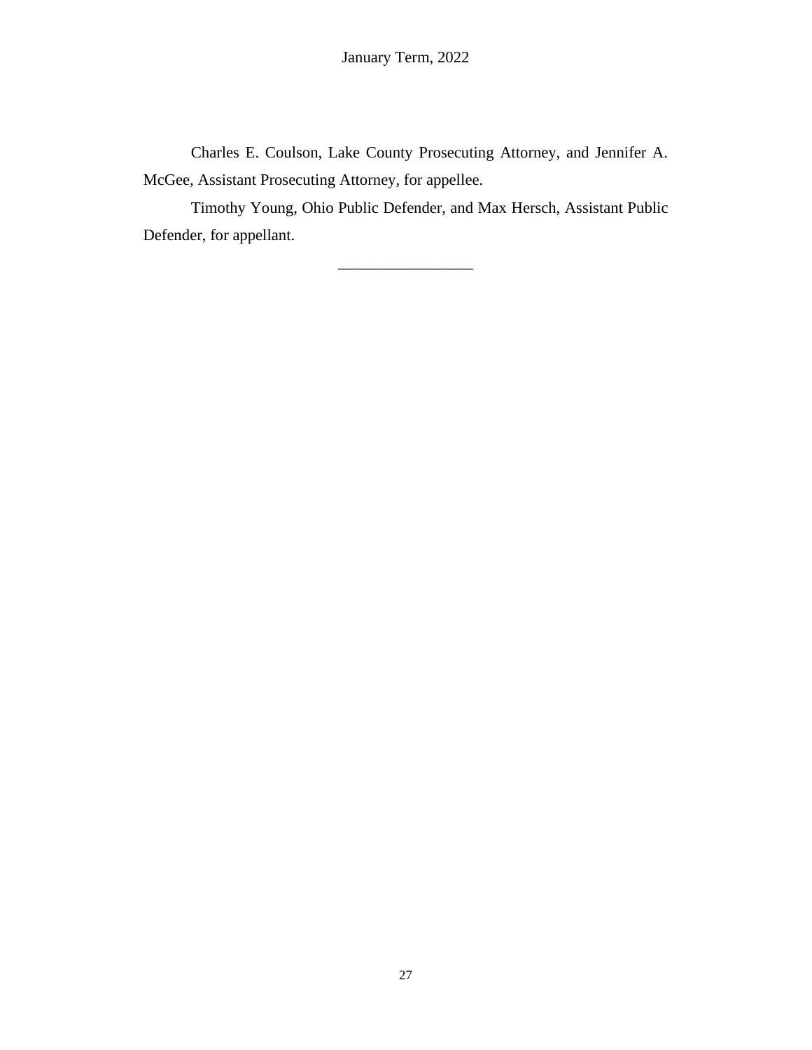Charles E. Coulson, Lake County Prosecuting Attorney, and Jennifer A. McGee, Assistant Prosecuting Attorney, for appellee.

Timothy Young, Ohio Public Defender, and Max Hersch, Assistant Public Defender, for appellant.

\_\_\_\_\_\_\_\_\_\_\_\_\_\_\_\_\_